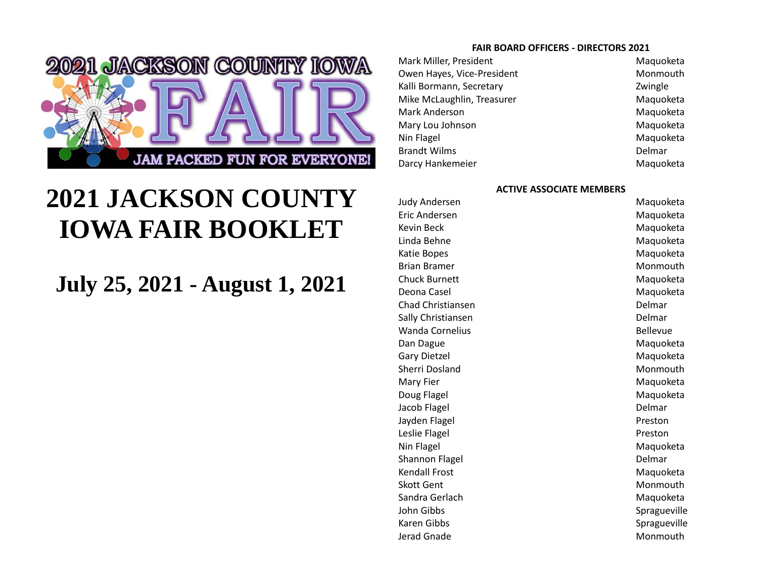2021 JACKSON COUNTY IOWA FAIR

JAM PACKED FUN FOR EVERYONE!

# 2021 JACKSON COUNTY IOWA FAIR BOOKLET

## July 25, 2021 - August 1, 2021

### FAIR BOARD OFFICERS - DIRECTORS 2021

| Name | Town |
|---|---|
| Mark Miller, President | Maquoketa |
| Owen Hayes, Vice-President | Monmouth |
| Kalli Bormann, Secretary | Zwingle |
| Mike McLaughlin, Treasurer | Maquoketa |
| Mark Anderson | Maquoketa |
| Mary Lou Johnson | Maquoketa |
| Nin Flagel | Maquoketa |
| Brandt Wilms | Delmar |
| Darcy Hankemeier | Maquoketa |

### ACTIVE ASSOCIATE MEMBERS

| Name | Town |
|---|---|
| Judy Andersen | Maquoketa |
| Eric Andersen | Maquoketa |
| Kevin Beck | Maquoketa |
| Linda Behne | Maquoketa |
| Katie Bopes | Maquoketa |
| Brian Bramer | Monmouth |
| Chuck Burnett | Maquoketa |
| Deona Casel | Maquoketa |
| Chad Christiansen | Delmar |
| Sally Christiansen | Delmar |
| Wanda Cornelius | Bellevue |
| Dan Dague | Maquoketa |
| Gary Dietzel | Maquoketa |
| Sherri Dosland | Monmouth |
| Mary Fier | Maquoketa |
| Doug Flagel | Maquoketa |
| Jacob Flagel | Delmar |
| Jayden Flagel | Preston |
| Leslie Flagel | Preston |
| Nin Flagel | Maquoketa |
| Shannon Flagel | Delmar |
| Kendall Frost | Maquoketa |
| Skott Gent | Monmouth |
| Sandra Gerlach | Maquoketa |
| John Gibbs | Spragueville |
| Karen Gibbs | Spragueville |
| Jerad Gnade | Monmouth |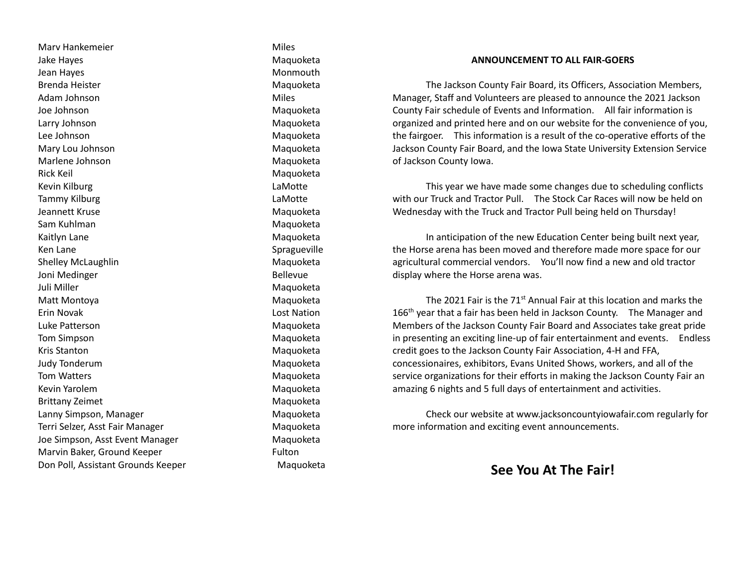| | |
|---|---|
| Marv Hankemeier | Miles |
| Jake Hayes | Maquoketa |
| Jean Hayes | Monmouth |
| Brenda Heister | Maquoketa |
| Adam Johnson | Miles |
| Joe Johnson | Maquoketa |
| Larry Johnson | Maquoketa |
| Lee Johnson | Maquoketa |
| Mary Lou Johnson | Maquoketa |
| Marlene Johnson | Maquoketa |
| Rick Keil | Maquoketa |
| Kevin Kilburg | LaMotte |
| Tammy Kilburg | LaMotte |
| Jeannett Kruse | Maquoketa |
| Sam Kuhlman | Maquoketa |
| Kaitlyn Lane | Maquoketa |
| Ken Lane | Spragueville |
| Shelley McLaughlin | Maquoketa |
| Joni Medinger | Bellevue |
| Juli Miller | Maquoketa |
| Matt Montoya | Maquoketa |
| Erin Novak | Lost Nation |
| Luke Patterson | Maquoketa |
| Tom Simpson | Maquoketa |
| Kris Stanton | Maquoketa |
| Judy Tonderum | Maquoketa |
| Tom Watters | Maquoketa |
| Kevin Yarolem | Maquoketa |
| Brittany Zeimet | Maquoketa |
| Lanny Simpson, Manager | Maquoketa |
| Terri Selzer, Asst Fair Manager | Maquoketa |
| Joe Simpson, Asst Event Manager | Maquoketa |
| Marvin Baker, Ground Keeper | Fulton |
| Don Poll, Assistant Grounds Keeper | Maquoketa |

**ANNOUNCEMENT TO ALL FAIR-GOERS**

The Jackson County Fair Board, its Officers, Association Members, Manager, Staff and Volunteers are pleased to announce the 2021 Jackson County Fair schedule of Events and Information. All fair information is organized and printed here and on our website for the convenience of you, the fairgoer. This information is a result of the co-operative efforts of the Jackson County Fair Board, and the Iowa State University Extension Service of Jackson County Iowa.

This year we have made some changes due to scheduling conflicts with our Truck and Tractor Pull. The Stock Car Races will now be held on Wednesday with the Truck and Tractor Pull being held on Thursday!

In anticipation of the new Education Center being built next year, the Horse arena has been moved and therefore made more space for our agricultural commercial vendors. You'll now find a new and old tractor display where the Horse arena was.

The 2021 Fair is the 71st Annual Fair at this location and marks the 166th year that a fair has been held in Jackson County. The Manager and Members of the Jackson County Fair Board and Associates take great pride in presenting an exciting line-up of fair entertainment and events. Endless credit goes to the Jackson County Fair Association, 4-H and FFA, concessionaires, exhibitors, Evans United Shows, workers, and all of the service organizations for their efforts in making the Jackson County Fair an amazing 6 nights and 5 full days of entertainment and activities.

Check our website at www.jacksoncountyiowafair.com regularly for more information and exciting event announcements.

## See You At The Fair!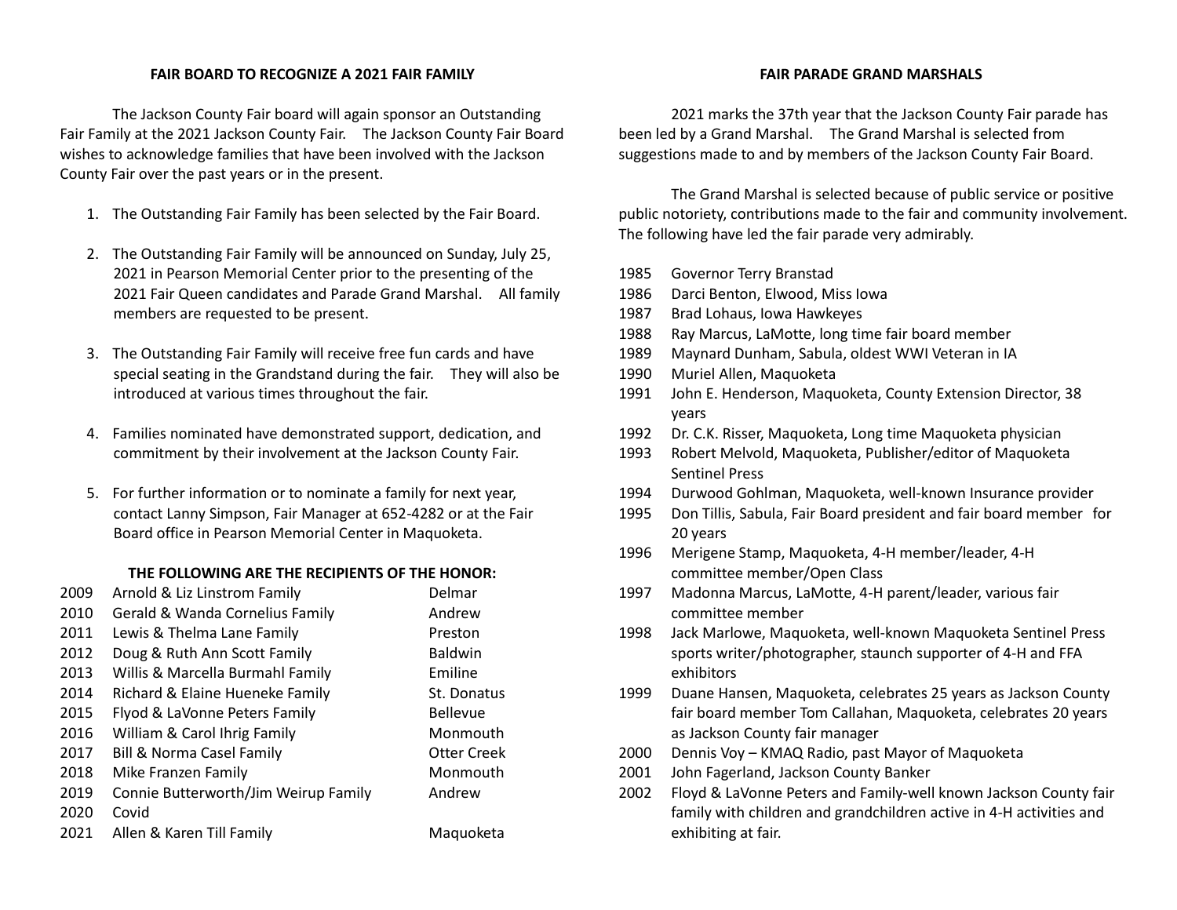## FAIR BOARD TO RECOGNIZE A 2021 FAIR FAMILY

The Jackson County Fair board will again sponsor an Outstanding Fair Family at the 2021 Jackson County Fair. The Jackson County Fair Board wishes to acknowledge families that have been involved with the Jackson County Fair over the past years or in the present.

1. The Outstanding Fair Family has been selected by the Fair Board.
2. The Outstanding Fair Family will be announced on Sunday, July 25, 2021 in Pearson Memorial Center prior to the presenting of the 2021 Fair Queen candidates and Parade Grand Marshal. All family members are requested to be present.
3. The Outstanding Fair Family will receive free fun cards and have special seating in the Grandstand during the fair. They will also be introduced at various times throughout the fair.
4. Families nominated have demonstrated support, dedication, and commitment by their involvement at the Jackson County Fair.
5. For further information or to nominate a family for next year, contact Lanny Simpson, Fair Manager at 652-4282 or at the Fair Board office in Pearson Memorial Center in Maquoketa.

### THE FOLLOWING ARE THE RECIPIENTS OF THE HONOR:

| Year | Family | Town |
|---|---|---|
| 2009 | Arnold & Liz Linstrom Family | Delmar |
| 2010 | Gerald & Wanda Cornelius Family | Andrew |
| 2011 | Lewis & Thelma Lane Family | Preston |
| 2012 | Doug & Ruth Ann Scott Family | Baldwin |
| 2013 | Willis & Marcella Burmahl Family | Emiline |
| 2014 | Richard & Elaine Hueneke Family | St. Donatus |
| 2015 | Flyod & LaVonne Peters Family | Bellevue |
| 2016 | William & Carol Ihrig Family | Monmouth |
| 2017 | Bill & Norma Casel Family | Otter Creek |
| 2018 | Mike Franzen Family | Monmouth |
| 2019 | Connie Butterworth/Jim Weirup Family | Andrew |
| 2020 | Covid | |
| 2021 | Allen & Karen Till Family | Maquoketa |

## FAIR PARADE GRAND MARSHALS

2021 marks the 37th year that the Jackson County Fair parade has been led by a Grand Marshal. The Grand Marshal is selected from suggestions made to and by members of the Jackson County Fair Board.

The Grand Marshal is selected because of public service or positive public notoriety, contributions made to the fair and community involvement. The following have led the fair parade very admirably.

| Year | Grand Marshal |
|---|---|
| 1985 | Governor Terry Branstad |
| 1986 | Darci Benton, Elwood, Miss Iowa |
| 1987 | Brad Lohaus, Iowa Hawkeyes |
| 1988 | Ray Marcus, LaMotte, long time fair board member |
| 1989 | Maynard Dunham, Sabula, oldest WWI Veteran in IA |
| 1990 | Muriel Allen, Maquoketa |
| 1991 | John E. Henderson, Maquoketa, County Extension Director, 38 years |
| 1992 | Dr. C.K. Risser, Maquoketa, Long time Maquoketa physician |
| 1993 | Robert Melvold, Maquoketa, Publisher/editor of Maquoketa Sentinel Press |
| 1994 | Durwood Gohlman, Maquoketa, well-known Insurance provider |
| 1995 | Don Tillis, Sabula, Fair Board president and fair board member for 20 years |
| 1996 | Merigene Stamp, Maquoketa, 4-H member/leader, 4-H committee member/Open Class |
| 1997 | Madonna Marcus, LaMotte, 4-H parent/leader, various fair committee member |
| 1998 | Jack Marlowe, Maquoketa, well-known Maquoketa Sentinel Press sports writer/photographer, staunch supporter of 4-H and FFA exhibitors |
| 1999 | Duane Hansen, Maquoketa, celebrates 25 years as Jackson County fair board member Tom Callahan, Maquoketa, celebrates 20 years as Jackson County fair manager |
| 2000 | Dennis Voy – KMAQ Radio, past Mayor of Maquoketa |
| 2001 | John Fagerland, Jackson County Banker |
| 2002 | Floyd & LaVonne Peters and Family-well known Jackson County fair family with children and grandchildren active in 4-H activities and exhibiting at fair. |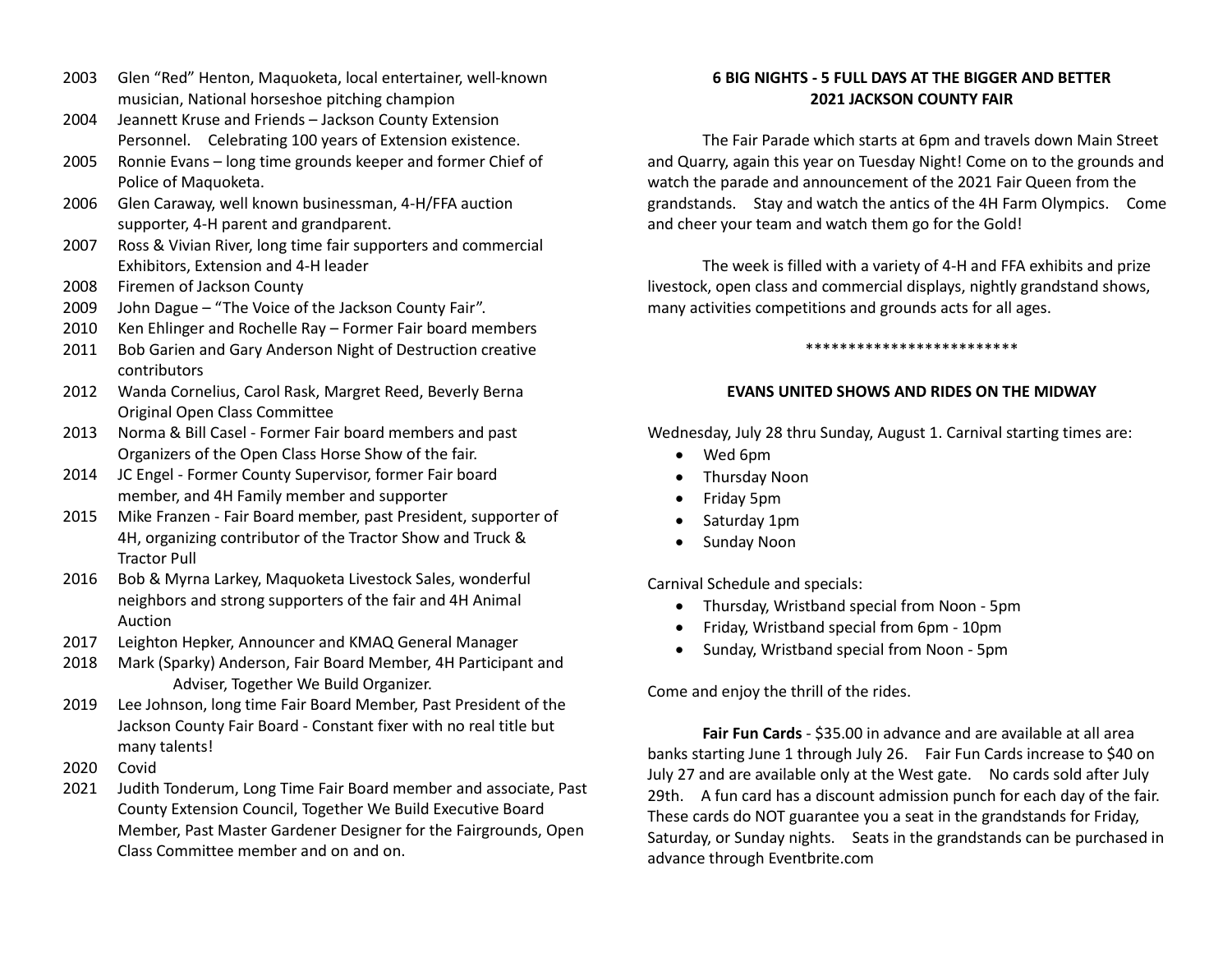2003 Glen "Red" Henton, Maquoketa, local entertainer, well-known musician, National horseshoe pitching champion

2004 Jeannett Kruse and Friends – Jackson County Extension Personnel. Celebrating 100 years of Extension existence.

2005 Ronnie Evans – long time grounds keeper and former Chief of Police of Maquoketa.

2006 Glen Caraway, well known businessman, 4-H/FFA auction supporter, 4-H parent and grandparent.

2007 Ross & Vivian River, long time fair supporters and commercial Exhibitors, Extension and 4-H leader

2008 Firemen of Jackson County

2009 John Dague – "The Voice of the Jackson County Fair".

2010 Ken Ehlinger and Rochelle Ray – Former Fair board members

2011 Bob Garien and Gary Anderson Night of Destruction creative contributors

2012 Wanda Cornelius, Carol Rask, Margret Reed, Beverly Berna Original Open Class Committee

2013 Norma & Bill Casel - Former Fair board members and past Organizers of the Open Class Horse Show of the fair.

2014 JC Engel - Former County Supervisor, former Fair board member, and 4H Family member and supporter

2015 Mike Franzen - Fair Board member, past President, supporter of 4H, organizing contributor of the Tractor Show and Truck & Tractor Pull

2016 Bob & Myrna Larkey, Maquoketa Livestock Sales, wonderful neighbors and strong supporters of the fair and 4H Animal Auction

2017 Leighton Hepker, Announcer and KMAQ General Manager

2018 Mark (Sparky) Anderson, Fair Board Member, 4H Participant and Adviser, Together We Build Organizer.

2019 Lee Johnson, long time Fair Board Member, Past President of the Jackson County Fair Board - Constant fixer with no real title but many talents!

2020 Covid

2021 Judith Tonderum, Long Time Fair Board member and associate, Past County Extension Council, Together We Build Executive Board Member, Past Master Gardener Designer for the Fairgrounds, Open Class Committee member and on and on.

**6 BIG NIGHTS - 5 FULL DAYS AT THE BIGGER AND BETTER 2021 JACKSON COUNTY FAIR**

The Fair Parade which starts at 6pm and travels down Main Street and Quarry, again this year on Tuesday Night! Come on to the grounds and watch the parade and announcement of the 2021 Fair Queen from the grandstands. Stay and watch the antics of the 4H Farm Olympics. Come and cheer your team and watch them go for the Gold!

The week is filled with a variety of 4-H and FFA exhibits and prize livestock, open class and commercial displays, nightly grandstand shows, many activities competitions and grounds acts for all ages.

*************************

**EVANS UNITED SHOWS AND RIDES ON THE MIDWAY**

Wednesday, July 28 thru Sunday, August 1. Carnival starting times are:

- Wed 6pm
- Thursday Noon
- Friday 5pm
- Saturday 1pm
- Sunday Noon

Carnival Schedule and specials:

- Thursday, Wristband special from Noon - 5pm
- Friday, Wristband special from 6pm - 10pm
- Sunday, Wristband special from Noon - 5pm

Come and enjoy the thrill of the rides.

**Fair Fun Cards** - $35.00 in advance and are available at all area banks starting June 1 through July 26. Fair Fun Cards increase to $40 on July 27 and are available only at the West gate. No cards sold after July 29th. A fun card has a discount admission punch for each day of the fair. These cards do NOT guarantee you a seat in the grandstands for Friday, Saturday, or Sunday nights. Seats in the grandstands can be purchased in advance through Eventbrite.com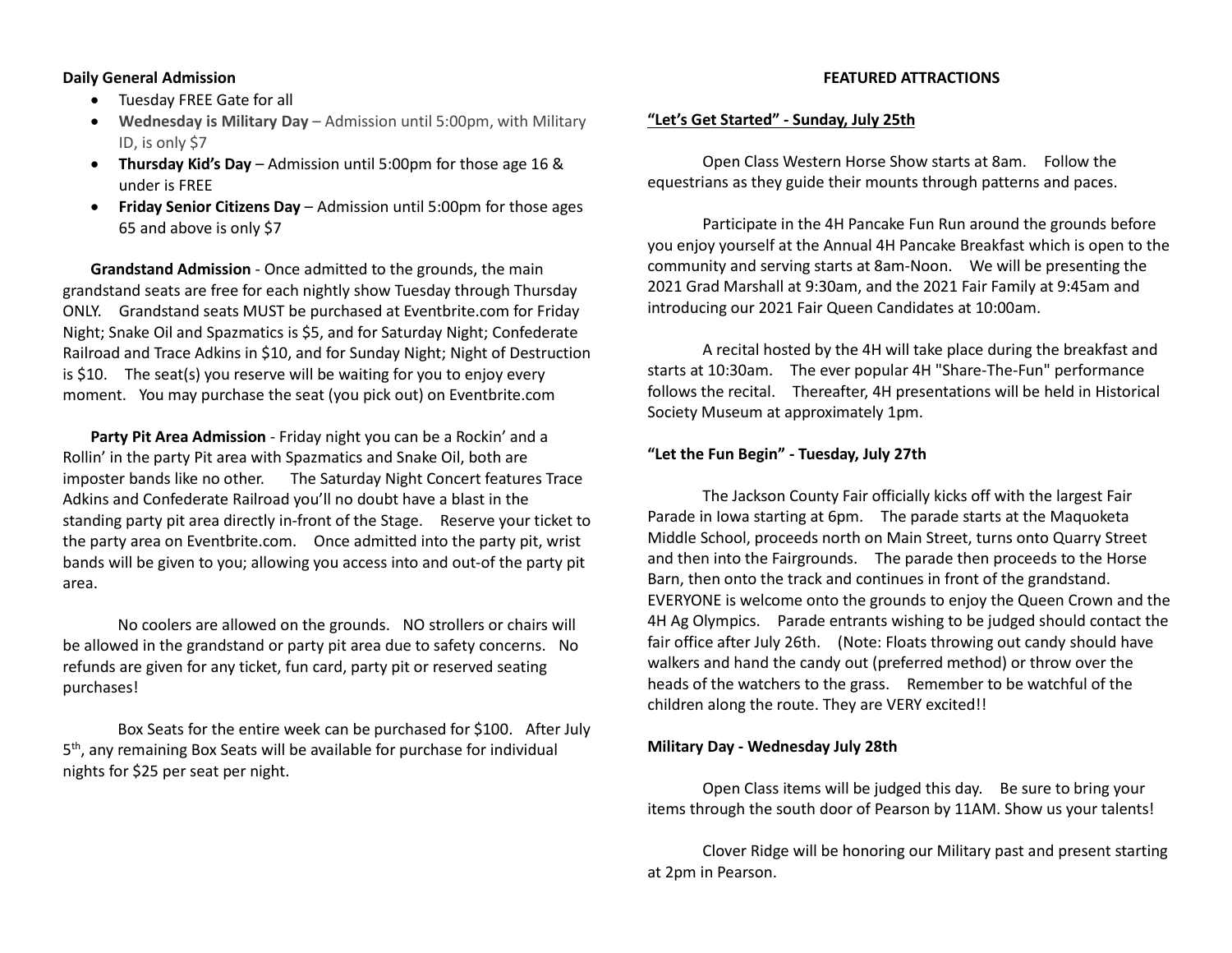**Daily General Admission**

- Tuesday FREE Gate for all
- **Wednesday is Military Day** – Admission until 5:00pm, with Military ID, is only $7
- **Thursday Kid's Day** – Admission until 5:00pm for those age 16 & under is FREE
- **Friday Senior Citizens Day** – Admission until 5:00pm for those ages 65 and above is only $7

**Grandstand Admission** - Once admitted to the grounds, the main grandstand seats are free for each nightly show Tuesday through Thursday ONLY. Grandstand seats MUST be purchased at Eventbrite.com for Friday Night; Snake Oil and Spazmatics is $5, and for Saturday Night; Confederate Railroad and Trace Adkins in $10, and for Sunday Night; Night of Destruction is $10. The seat(s) you reserve will be waiting for you to enjoy every moment. You may purchase the seat (you pick out) on Eventbrite.com

**Party Pit Area Admission** - Friday night you can be a Rockin' and a Rollin' in the party Pit area with Spazmatics and Snake Oil, both are imposter bands like no other. The Saturday Night Concert features Trace Adkins and Confederate Railroad you'll no doubt have a blast in the standing party pit area directly in-front of the Stage. Reserve your ticket to the party area on Eventbrite.com. Once admitted into the party pit, wrist bands will be given to you; allowing you access into and out-of the party pit area.

No coolers are allowed on the grounds. NO strollers or chairs will be allowed in the grandstand or party pit area due to safety concerns. No refunds are given for any ticket, fun card, party pit or reserved seating purchases!

Box Seats for the entire week can be purchased for $100. After July 5th, any remaining Box Seats will be available for purchase for individual nights for $25 per seat per night.

**FEATURED ATTRACTIONS**

**"Let's Get Started" - Sunday, July 25th**

Open Class Western Horse Show starts at 8am. Follow the equestrians as they guide their mounts through patterns and paces.

Participate in the 4H Pancake Fun Run around the grounds before you enjoy yourself at the Annual 4H Pancake Breakfast which is open to the community and serving starts at 8am-Noon. We will be presenting the 2021 Grad Marshall at 9:30am, and the 2021 Fair Family at 9:45am and introducing our 2021 Fair Queen Candidates at 10:00am.

A recital hosted by the 4H will take place during the breakfast and starts at 10:30am. The ever popular 4H "Share-The-Fun" performance follows the recital. Thereafter, 4H presentations will be held in Historical Society Museum at approximately 1pm.

**"Let the Fun Begin" - Tuesday, July 27th**

The Jackson County Fair officially kicks off with the largest Fair Parade in Iowa starting at 6pm. The parade starts at the Maquoketa Middle School, proceeds north on Main Street, turns onto Quarry Street and then into the Fairgrounds. The parade then proceeds to the Horse Barn, then onto the track and continues in front of the grandstand. EVERYONE is welcome onto the grounds to enjoy the Queen Crown and the 4H Ag Olympics. Parade entrants wishing to be judged should contact the fair office after July 26th. (Note: Floats throwing out candy should have walkers and hand the candy out (preferred method) or throw over the heads of the watchers to the grass. Remember to be watchful of the children along the route. They are VERY excited!!

**Military Day - Wednesday July 28th**

Open Class items will be judged this day. Be sure to bring your items through the south door of Pearson by 11AM. Show us your talents!

Clover Ridge will be honoring our Military past and present starting at 2pm in Pearson.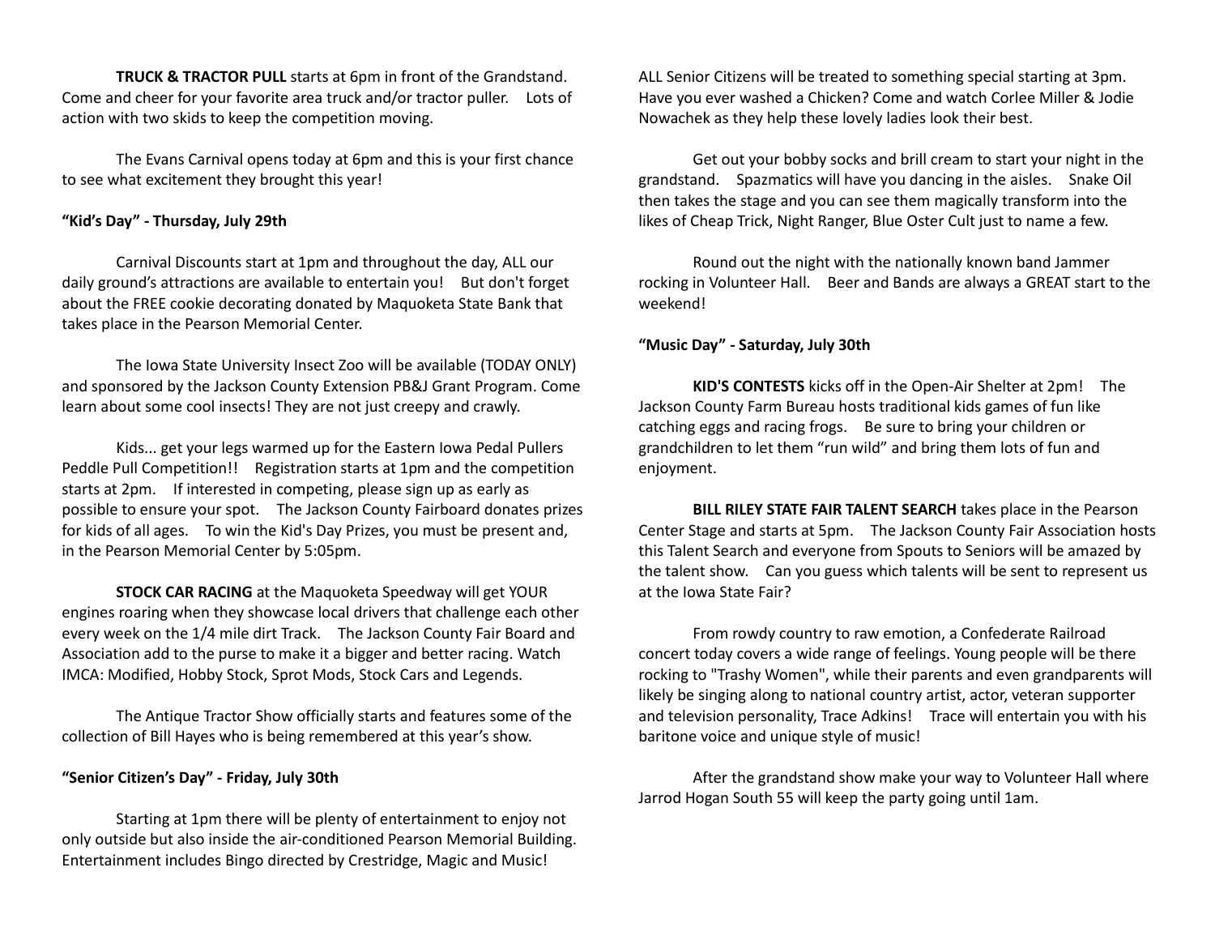**TRUCK & TRACTOR PULL** starts at 6pm in front of the Grandstand. Come and cheer for your favorite area truck and/or tractor puller. Lots of action with two skids to keep the competition moving.

The Evans Carnival opens today at 6pm and this is your first chance to see what excitement they brought this year!

**"Kid's Day" - Thursday, July 29th**

Carnival Discounts start at 1pm and throughout the day, ALL our daily ground's attractions are available to entertain you! But don't forget about the FREE cookie decorating donated by Maquoketa State Bank that takes place in the Pearson Memorial Center.

The Iowa State University Insect Zoo will be available (TODAY ONLY) and sponsored by the Jackson County Extension PB&J Grant Program. Come learn about some cool insects! They are not just creepy and crawly.

Kids... get your legs warmed up for the Eastern Iowa Pedal Pullers Peddle Pull Competition!! Registration starts at 1pm and the competition starts at 2pm. If interested in competing, please sign up as early as possible to ensure your spot. The Jackson County Fairboard donates prizes for kids of all ages. To win the Kid's Day Prizes, you must be present and, in the Pearson Memorial Center by 5:05pm.

**STOCK CAR RACING** at the Maquoketa Speedway will get YOUR engines roaring when they showcase local drivers that challenge each other every week on the 1/4 mile dirt Track. The Jackson County Fair Board and Association add to the purse to make it a bigger and better racing. Watch IMCA: Modified, Hobby Stock, Sprot Mods, Stock Cars and Legends.

The Antique Tractor Show officially starts and features some of the collection of Bill Hayes who is being remembered at this year's show.

**"Senior Citizen's Day" - Friday, July 30th**

Starting at 1pm there will be plenty of entertainment to enjoy not only outside but also inside the air-conditioned Pearson Memorial Building. Entertainment includes Bingo directed by Crestridge, Magic and Music! ALL Senior Citizens will be treated to something special starting at 3pm. Have you ever washed a Chicken? Come and watch Corlee Miller & Jodie Nowachek as they help these lovely ladies look their best.

Get out your bobby socks and brill cream to start your night in the grandstand. Spazmatics will have you dancing in the aisles. Snake Oil then takes the stage and you can see them magically transform into the likes of Cheap Trick, Night Ranger, Blue Oster Cult just to name a few.

Round out the night with the nationally known band Jammer rocking in Volunteer Hall. Beer and Bands are always a GREAT start to the weekend!

**"Music Day" - Saturday, July 30th**

**KID'S CONTESTS** kicks off in the Open-Air Shelter at 2pm! The Jackson County Farm Bureau hosts traditional kids games of fun like catching eggs and racing frogs. Be sure to bring your children or grandchildren to let them "run wild" and bring them lots of fun and enjoyment.

**BILL RILEY STATE FAIR TALENT SEARCH** takes place in the Pearson Center Stage and starts at 5pm. The Jackson County Fair Association hosts this Talent Search and everyone from Spouts to Seniors will be amazed by the talent show. Can you guess which talents will be sent to represent us at the Iowa State Fair?

From rowdy country to raw emotion, a Confederate Railroad concert today covers a wide range of feelings. Young people will be there rocking to "Trashy Women", while their parents and even grandparents will likely be singing along to national country artist, actor, veteran supporter and television personality, Trace Adkins! Trace will entertain you with his baritone voice and unique style of music!

After the grandstand show make your way to Volunteer Hall where Jarrod Hogan South 55 will keep the party going until 1am.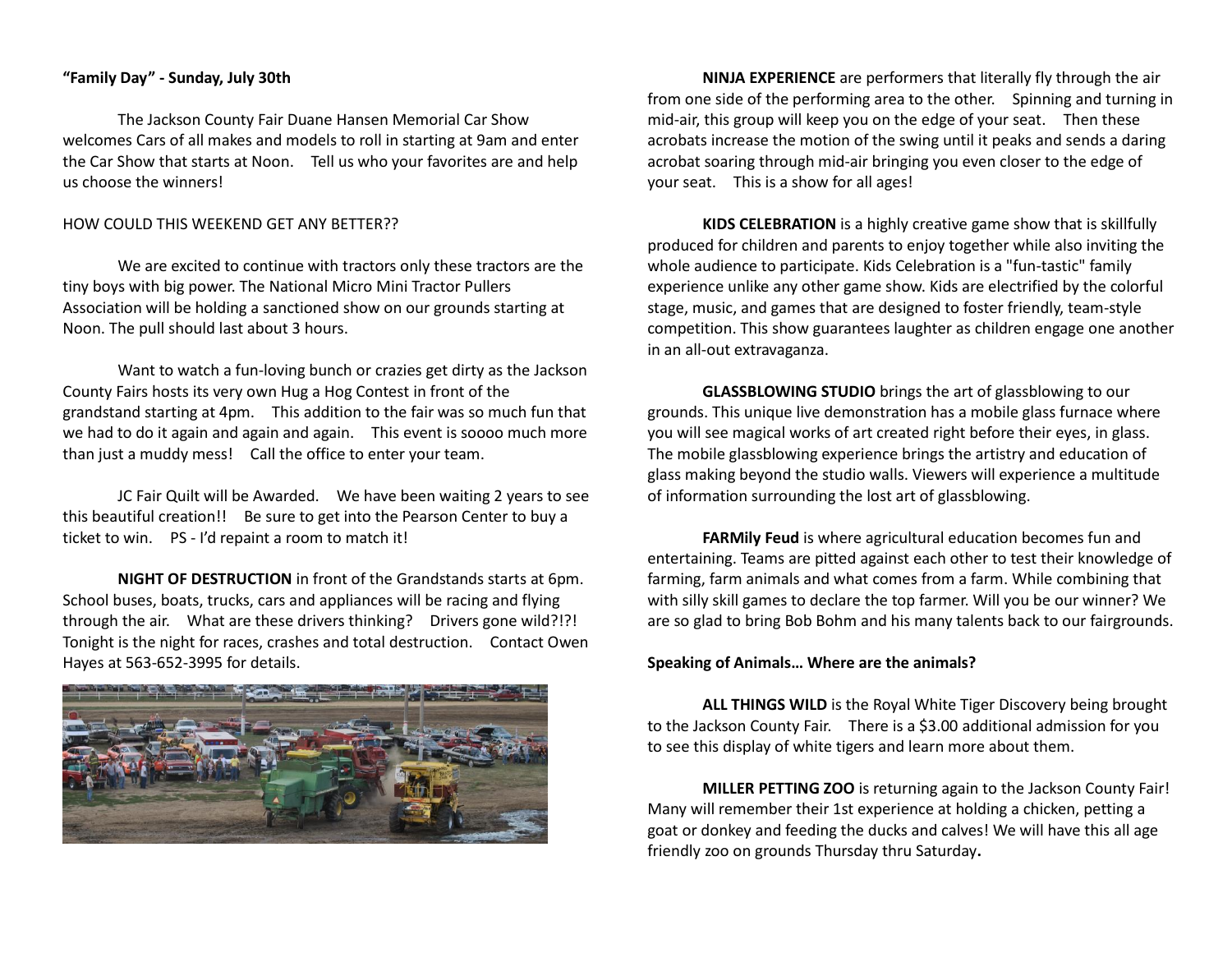**"Family Day" - Sunday, July 30th**

The Jackson County Fair Duane Hansen Memorial Car Show welcomes Cars of all makes and models to roll in starting at 9am and enter the Car Show that starts at Noon. Tell us who your favorites are and help us choose the winners!

HOW COULD THIS WEEKEND GET ANY BETTER??

We are excited to continue with tractors only these tractors are the tiny boys with big power. The National Micro Mini Tractor Pullers Association will be holding a sanctioned show on our grounds starting at Noon. The pull should last about 3 hours.

Want to watch a fun-loving bunch or crazies get dirty as the Jackson County Fairs hosts its very own Hug a Hog Contest in front of the grandstand starting at 4pm. This addition to the fair was so much fun that we had to do it again and again and again. This event is soooo much more than just a muddy mess! Call the office to enter your team.

JC Fair Quilt will be Awarded. We have been waiting 2 years to see this beautiful creation!! Be sure to get into the Pearson Center to buy a ticket to win. PS - I'd repaint a room to match it!

**NIGHT OF DESTRUCTION** in front of the Grandstands starts at 6pm. School buses, boats, trucks, cars and appliances will be racing and flying through the air. What are these drivers thinking? Drivers gone wild?!?! Tonight is the night for races, crashes and total destruction. Contact Owen Hayes at 563-652-3995 for details.

**NINJA EXPERIENCE** are performers that literally fly through the air from one side of the performing area to the other. Spinning and turning in mid-air, this group will keep you on the edge of your seat. Then these acrobats increase the motion of the swing until it peaks and sends a daring acrobat soaring through mid-air bringing you even closer to the edge of your seat. This is a show for all ages!

**KIDS CELEBRATION** is a highly creative game show that is skillfully produced for children and parents to enjoy together while also inviting the whole audience to participate. Kids Celebration is a "fun-tastic" family experience unlike any other game show. Kids are electrified by the colorful stage, music, and games that are designed to foster friendly, team-style competition. This show guarantees laughter as children engage one another in an all-out extravaganza.

**GLASSBLOWING STUDIO** brings the art of glassblowing to our grounds. This unique live demonstration has a mobile glass furnace where you will see magical works of art created right before their eyes, in glass. The mobile glassblowing experience brings the artistry and education of glass making beyond the studio walls. Viewers will experience a multitude of information surrounding the lost art of glassblowing.

**FARMily Feud** is where agricultural education becomes fun and entertaining. Teams are pitted against each other to test their knowledge of farming, farm animals and what comes from a farm. While combining that with silly skill games to declare the top farmer. Will you be our winner? We are so glad to bring Bob Bohm and his many talents back to our fairgrounds.

**Speaking of Animals… Where are the animals?**

**ALL THINGS WILD** is the Royal White Tiger Discovery being brought to the Jackson County Fair. There is a $3.00 additional admission for you to see this display of white tigers and learn more about them.

**MILLER PETTING ZOO** is returning again to the Jackson County Fair! Many will remember their 1st experience at holding a chicken, petting a goat or donkey and feeding the ducks and calves! We will have this all age friendly zoo on grounds Thursday thru Saturday**.**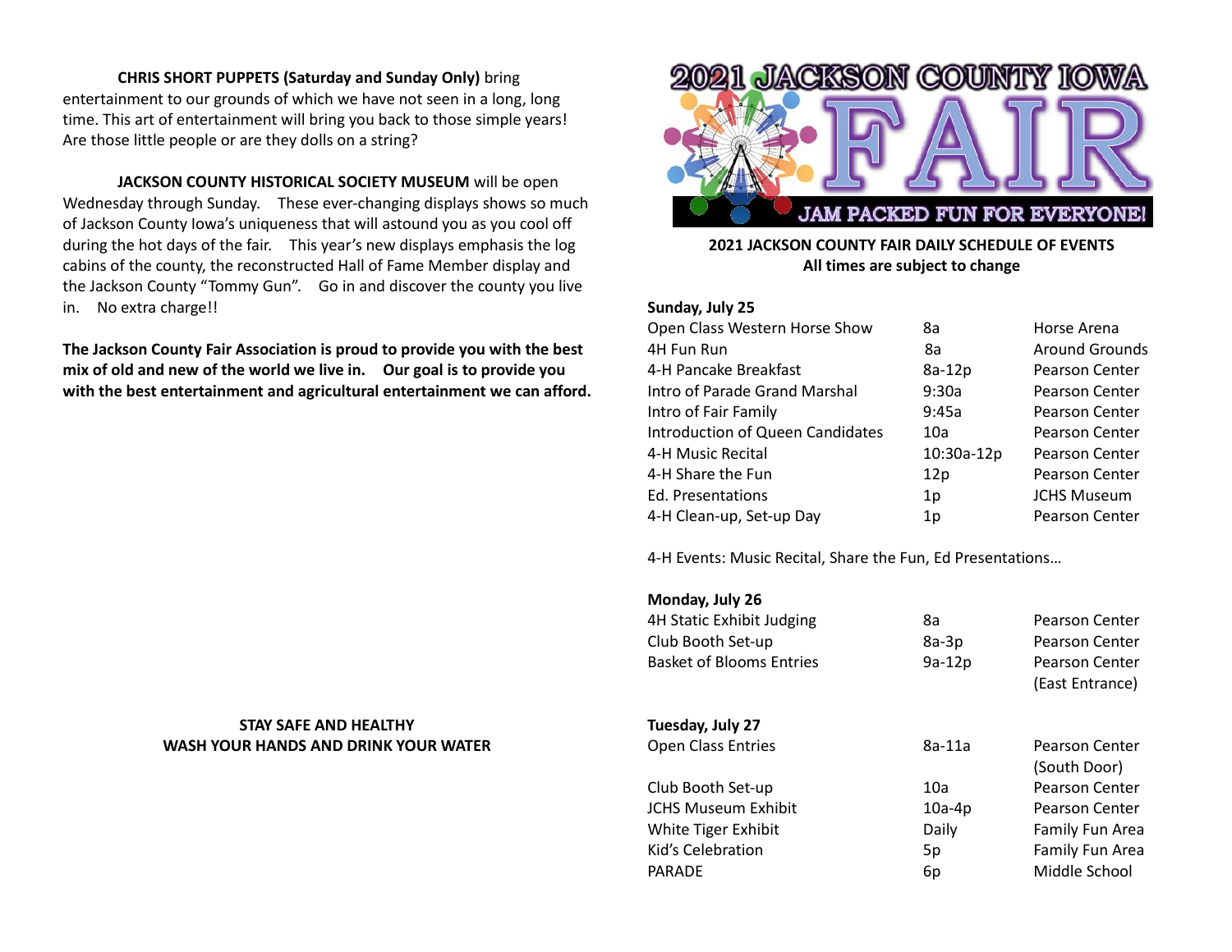**CHRIS SHORT PUPPETS (Saturday and Sunday Only)** bring entertainment to our grounds of which we have not seen in a long, long time. This art of entertainment will bring you back to those simple years! Are those little people or are they dolls on a string?

**JACKSON COUNTY HISTORICAL SOCIETY MUSEUM** will be open Wednesday through Sunday. These ever-changing displays shows so much of Jackson County Iowa's uniqueness that will astound you as you cool off during the hot days of the fair. This year's new displays emphasis the log cabins of the county, the reconstructed Hall of Fame Member display and the Jackson County "Tommy Gun". Go in and discover the county you live in. No extra charge!!

**The Jackson County Fair Association is proud to provide you with the best mix of old and new of the world we live in. Our goal is to provide you with the best entertainment and agricultural entertainment we can afford.**

**STAY SAFE AND HEALTHY**
**WASH YOUR HANDS AND DRINK YOUR WATER**

# 2021 JACKSON COUNTY IOWA FAIR

JAM PACKED FUN FOR EVERYONE!

**2021 JACKSON COUNTY FAIR DAILY SCHEDULE OF EVENTS**
**All times are subject to change**

**Sunday, July 25**

| Event | Time | Location |
|---|---|---|
| Open Class Western Horse Show | 8a | Horse Arena |
| 4H Fun Run | 8a | Around Grounds |
| 4-H Pancake Breakfast | 8a-12p | Pearson Center |
| Intro of Parade Grand Marshal | 9:30a | Pearson Center |
| Intro of Fair Family | 9:45a | Pearson Center |
| Introduction of Queen Candidates | 10a | Pearson Center |
| 4-H Music Recital | 10:30a-12p | Pearson Center |
| 4-H Share the Fun | 12p | Pearson Center |
| Ed. Presentations | 1p | JCHS Museum |
| 4-H Clean-up, Set-up Day | 1p | Pearson Center |

4-H Events: Music Recital, Share the Fun, Ed Presentations…

**Monday, July 26**

| Event | Time | Location |
|---|---|---|
| 4H Static Exhibit Judging | 8a | Pearson Center |
| Club Booth Set-up | 8a-3p | Pearson Center |
| Basket of Blooms Entries | 9a-12p | Pearson Center (East Entrance) |

**Tuesday, July 27**

| Event | Time | Location |
|---|---|---|
| Open Class Entries | 8a-11a | Pearson Center (South Door) |
| Club Booth Set-up | 10a | Pearson Center |
| JCHS Museum Exhibit | 10a-4p | Pearson Center |
| White Tiger Exhibit | Daily | Family Fun Area |
| Kid's Celebration | 5p | Family Fun Area |
| PARADE | 6p | Middle School |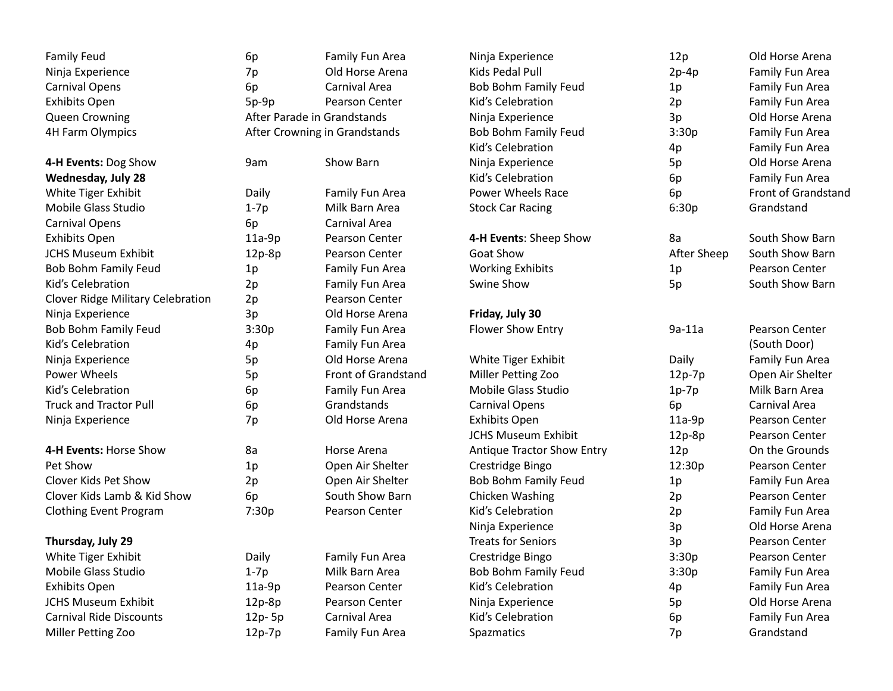| | | |
|---|---|---|
| Family Feud | 6p | Family Fun Area |
| Ninja Experience | 7p | Old Horse Arena |
| Carnival Opens | 6p | Carnival Area |
| Exhibits Open | 5p-9p | Pearson Center |
| Queen Crowning | After Parade in Grandstands | |
| 4H Farm Olympics | After Crowning in Grandstands | |
| | | |
| **4-H Events:** Dog Show | 9am | Show Barn |

**Wednesday, July 28**

| | | |
|---|---|---|
| White Tiger Exhibit | Daily | Family Fun Area |
| Mobile Glass Studio | 1-7p | Milk Barn Area |
| Carnival Opens | 6p | Carnival Area |
| Exhibits Open | 11a-9p | Pearson Center |
| JCHS Museum Exhibit | 12p-8p | Pearson Center |
| Bob Bohm Family Feud | 1p | Family Fun Area |
| Kid's Celebration | 2p | Family Fun Area |
| Clover Ridge Military Celebration | 2p | Pearson Center |
| Ninja Experience | 3p | Old Horse Arena |
| Bob Bohm Family Feud | 3:30p | Family Fun Area |
| Kid's Celebration | 4p | Family Fun Area |
| Ninja Experience | 5p | Old Horse Arena |
| Power Wheels | 5p | Front of Grandstand |
| Kid's Celebration | 6p | Family Fun Area |
| Truck and Tractor Pull | 6p | Grandstands |
| Ninja Experience | 7p | Old Horse Arena |
| | | |
| **4-H Events:** Horse Show | 8a | Horse Arena |
| Pet Show | 1p | Open Air Shelter |
| Clover Kids Pet Show | 2p | Open Air Shelter |
| Clover Kids Lamb & Kid Show | 6p | South Show Barn |
| Clothing Event Program | 7:30p | Pearson Center |

**Thursday, July 29**

| | | |
|---|---|---|
| White Tiger Exhibit | Daily | Family Fun Area |
| Mobile Glass Studio | 1-7p | Milk Barn Area |
| Exhibits Open | 11a-9p | Pearson Center |
| JCHS Museum Exhibit | 12p-8p | Pearson Center |
| Carnival Ride Discounts | 12p- 5p | Carnival Area |
| Miller Petting Zoo | 12p-7p | Family Fun Area |
| Ninja Experience | 12p | Old Horse Arena |
| Kids Pedal Pull | 2p-4p | Family Fun Area |
| Bob Bohm Family Feud | 1p | Family Fun Area |
| Kid's Celebration | 2p | Family Fun Area |
| Ninja Experience | 3p | Old Horse Arena |
| Bob Bohm Family Feud | 3:30p | Family Fun Area |
| Kid's Celebration | 4p | Family Fun Area |
| Ninja Experience | 5p | Old Horse Arena |
| Kid's Celebration | 6p | Family Fun Area |
| Power Wheels Race | 6p | Front of Grandstand |
| Stock Car Racing | 6:30p | Grandstand |
| | | |
| **4-H Events**: Sheep Show | 8a | South Show Barn |
| Goat Show | After Sheep | South Show Barn |
| Working Exhibits | 1p | Pearson Center |
| Swine Show | 5p | South Show Barn |

**Friday, July 30**

| | | |
|---|---|---|
| Flower Show Entry | 9a-11a | Pearson Center (South Door) |
| | | |
| White Tiger Exhibit | Daily | Family Fun Area |
| Miller Petting Zoo | 12p-7p | Open Air Shelter |
| Mobile Glass Studio | 1p-7p | Milk Barn Area |
| Carnival Opens | 6p | Carnival Area |
| Exhibits Open | 11a-9p | Pearson Center |
| JCHS Museum Exhibit | 12p-8p | Pearson Center |
| Antique Tractor Show Entry | 12p | On the Grounds |
| Crestridge Bingo | 12:30p | Pearson Center |
| Bob Bohm Family Feud | 1p | Family Fun Area |
| Chicken Washing | 2p | Pearson Center |
| Kid's Celebration | 2p | Family Fun Area |
| Ninja Experience | 3p | Old Horse Arena |
| Treats for Seniors | 3p | Pearson Center |
| Crestridge Bingo | 3:30p | Pearson Center |
| Bob Bohm Family Feud | 3:30p | Family Fun Area |
| Kid's Celebration | 4p | Family Fun Area |
| Ninja Experience | 5p | Old Horse Arena |
| Kid's Celebration | 6p | Family Fun Area |
| Spazmatics | 7p | Grandstand |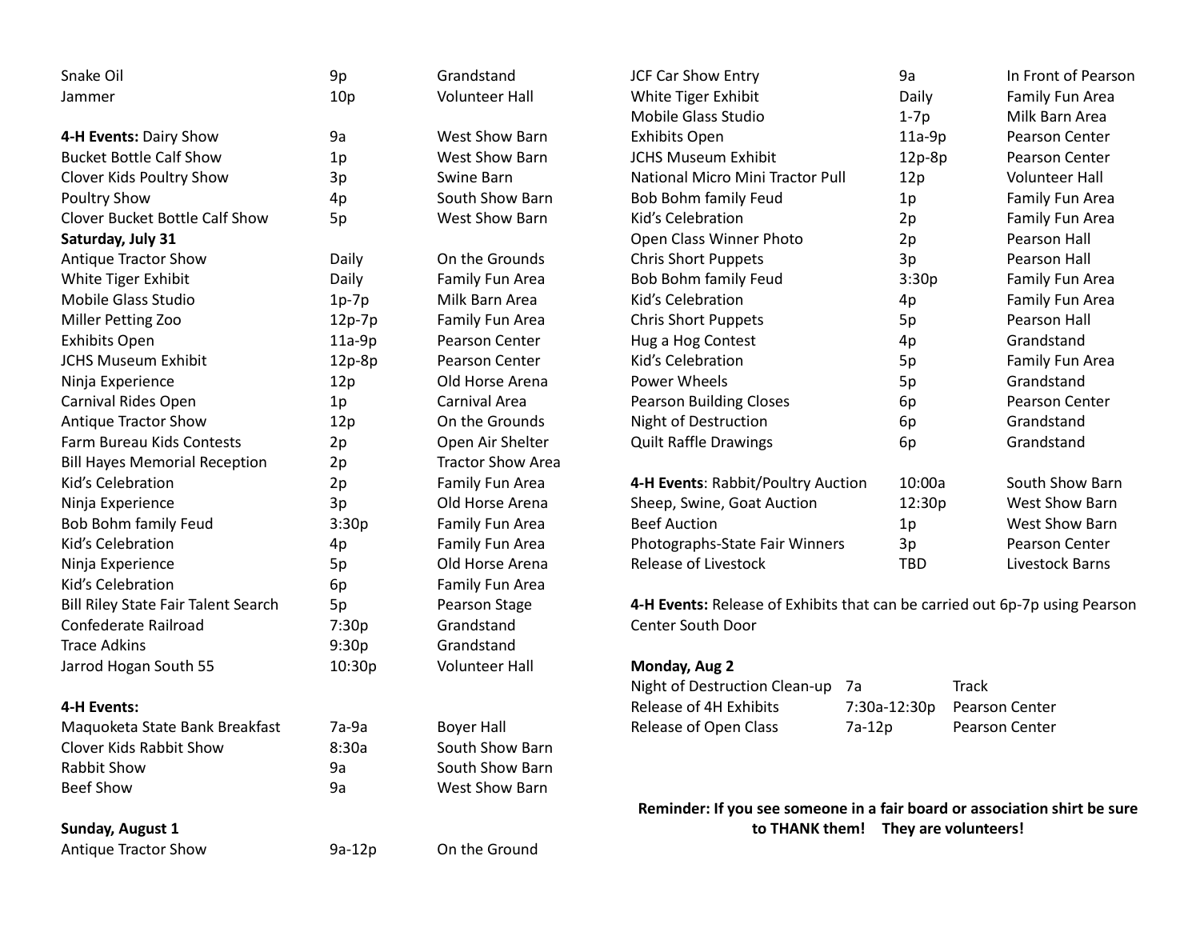| | | |
|---|---|---|
| Snake Oil | 9p | Grandstand |
| Jammer | 10p | Volunteer Hall |
| | | |
| **4-H Events:** Dairy Show | 9a | West Show Barn |
| Bucket Bottle Calf Show | 1p | West Show Barn |
| Clover Kids Poultry Show | 3p | Swine Barn |
| Poultry Show | 4p | South Show Barn |
| Clover Bucket Bottle Calf Show | 5p | West Show Barn |
| **Saturday, July 31** | | |
| Antique Tractor Show | Daily | On the Grounds |
| White Tiger Exhibit | Daily | Family Fun Area |
| Mobile Glass Studio | 1p-7p | Milk Barn Area |
| Miller Petting Zoo | 12p-7p | Family Fun Area |
| Exhibits Open | 11a-9p | Pearson Center |
| JCHS Museum Exhibit | 12p-8p | Pearson Center |
| Ninja Experience | 12p | Old Horse Arena |
| Carnival Rides Open | 1p | Carnival Area |
| Antique Tractor Show | 12p | On the Grounds |
| Farm Bureau Kids Contests | 2p | Open Air Shelter |
| Bill Hayes Memorial Reception | 2p | Tractor Show Area |
| Kid's Celebration | 2p | Family Fun Area |
| Ninja Experience | 3p | Old Horse Arena |
| Bob Bohm family Feud | 3:30p | Family Fun Area |
| Kid's Celebration | 4p | Family Fun Area |
| Ninja Experience | 5p | Old Horse Arena |
| Kid's Celebration | 6p | Family Fun Area |
| Bill Riley State Fair Talent Search | 5p | Pearson Stage |
| Confederate Railroad | 7:30p | Grandstand |
| Trace Adkins | 9:30p | Grandstand |
| Jarrod Hogan South 55 | 10:30p | Volunteer Hall |
| | | |
| **4-H Events:** | | |
| Maquoketa State Bank Breakfast | 7a-9a | Boyer Hall |
| Clover Kids Rabbit Show | 8:30a | South Show Barn |
| Rabbit Show | 9a | South Show Barn |
| Beef Show | 9a | West Show Barn |
| | | |
| **Sunday, August 1** | | |
| Antique Tractor Show | 9a-12p | On the Ground |
| JCF Car Show Entry | 9a | In Front of Pearson |
| White Tiger Exhibit | Daily | Family Fun Area |
| Mobile Glass Studio | 1-7p | Milk Barn Area |
| Exhibits Open | 11a-9p | Pearson Center |
| JCHS Museum Exhibit | 12p-8p | Pearson Center |
| National Micro Mini Tractor Pull | 12p | Volunteer Hall |
| Bob Bohm family Feud | 1p | Family Fun Area |
| Kid's Celebration | 2p | Family Fun Area |
| Open Class Winner Photo | 2p | Pearson Hall |
| Chris Short Puppets | 3p | Pearson Hall |
| Bob Bohm family Feud | 3:30p | Family Fun Area |
| Kid's Celebration | 4p | Family Fun Area |
| Chris Short Puppets | 5p | Pearson Hall |
| Hug a Hog Contest | 4p | Grandstand |
| Kid's Celebration | 5p | Family Fun Area |
| Power Wheels | 5p | Grandstand |
| Pearson Building Closes | 6p | Pearson Center |
| Night of Destruction | 6p | Grandstand |
| Quilt Raffle Drawings | 6p | Grandstand |
| | | |
| **4-H Events**: Rabbit/Poultry Auction | 10:00a | South Show Barn |
| Sheep, Swine, Goat Auction | 12:30p | West Show Barn |
| Beef Auction | 1p | West Show Barn |
| Photographs-State Fair Winners | 3p | Pearson Center |
| Release of Livestock | TBD | Livestock Barns |

**4-H Events:** Release of Exhibits that can be carried out 6p-7p using Pearson Center South Door

**Monday, Aug 2**

| | | |
|---|---|---|
| Night of Destruction Clean-up | 7a | Track |
| Release of 4H Exhibits | 7:30a-12:30p | Pearson Center |
| Release of Open Class | 7a-12p | Pearson Center |

**Reminder: If you see someone in a fair board or association shirt be sure to THANK them! They are volunteers!**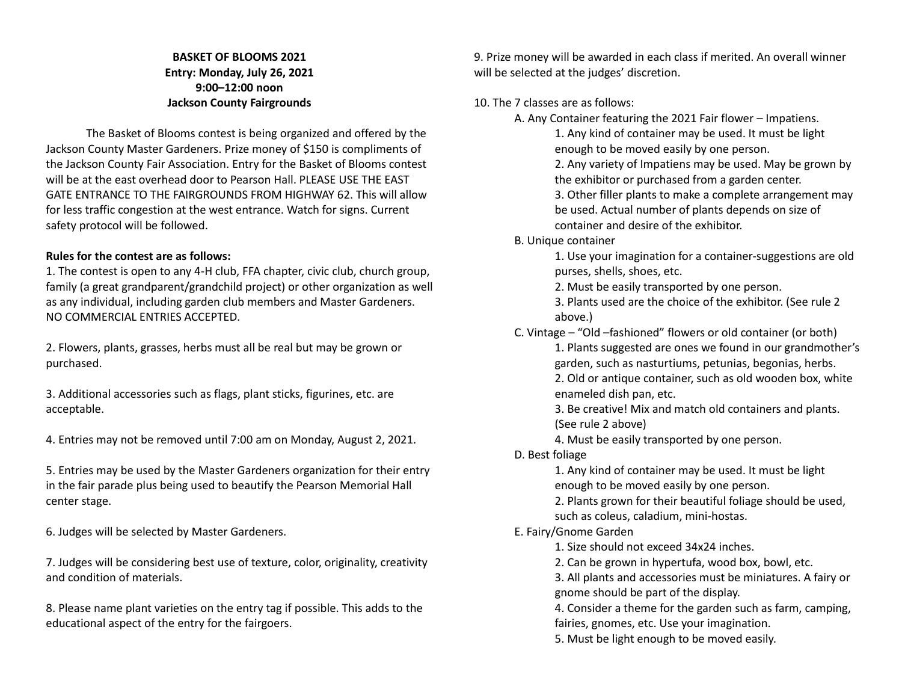**BASKET OF BLOOMS 2021**
**Entry: Monday, July 26, 2021**
**9:00–12:00 noon**
**Jackson County Fairgrounds**

The Basket of Blooms contest is being organized and offered by the Jackson County Master Gardeners. Prize money of $150 is compliments of the Jackson County Fair Association. Entry for the Basket of Blooms contest will be at the east overhead door to Pearson Hall. PLEASE USE THE EAST GATE ENTRANCE TO THE FAIRGROUNDS FROM HIGHWAY 62. This will allow for less traffic congestion at the west entrance. Watch for signs. Current safety protocol will be followed.

**Rules for the contest are as follows:**

1. The contest is open to any 4-H club, FFA chapter, civic club, church group, family (a great grandparent/grandchild project) or other organization as well as any individual, including garden club members and Master Gardeners. NO COMMERCIAL ENTRIES ACCEPTED.

2. Flowers, plants, grasses, herbs must all be real but may be grown or purchased.

3. Additional accessories such as flags, plant sticks, figurines, etc. are acceptable.

4. Entries may not be removed until 7:00 am on Monday, August 2, 2021.

5. Entries may be used by the Master Gardeners organization for their entry in the fair parade plus being used to beautify the Pearson Memorial Hall center stage.

6. Judges will be selected by Master Gardeners.

7. Judges will be considering best use of texture, color, originality, creativity and condition of materials.

8. Please name plant varieties on the entry tag if possible. This adds to the educational aspect of the entry for the fairgoers.

9. Prize money will be awarded in each class if merited. An overall winner will be selected at the judges' discretion.

10. The 7 classes are as follows:

- A. Any Container featuring the 2021 Fair flower – Impatiens.
  1. Any kind of container may be used. It must be light enough to be moved easily by one person.
  2. Any variety of Impatiens may be used. May be grown by the exhibitor or purchased from a garden center.
  3. Other filler plants to make a complete arrangement may be used. Actual number of plants depends on size of container and desire of the exhibitor.
- B. Unique container
  1. Use your imagination for a container-suggestions are old purses, shells, shoes, etc.
  2. Must be easily transported by one person.
  3. Plants used are the choice of the exhibitor. (See rule 2 above.)
- C. Vintage – "Old –fashioned" flowers or old container (or both)
  1. Plants suggested are ones we found in our grandmother's garden, such as nasturtiums, petunias, begonias, herbs.
  2. Old or antique container, such as old wooden box, white enameled dish pan, etc.
  3. Be creative! Mix and match old containers and plants. (See rule 2 above)
  4. Must be easily transported by one person.
- D. Best foliage
  1. Any kind of container may be used. It must be light enough to be moved easily by one person.
  2. Plants grown for their beautiful foliage should be used, such as coleus, caladium, mini-hostas.
- E. Fairy/Gnome Garden
  1. Size should not exceed 34x24 inches.
  2. Can be grown in hypertufa, wood box, bowl, etc.
  3. All plants and accessories must be miniatures. A fairy or gnome should be part of the display.
  4. Consider a theme for the garden such as farm, camping, fairies, gnomes, etc. Use your imagination.
  5. Must be light enough to be moved easily.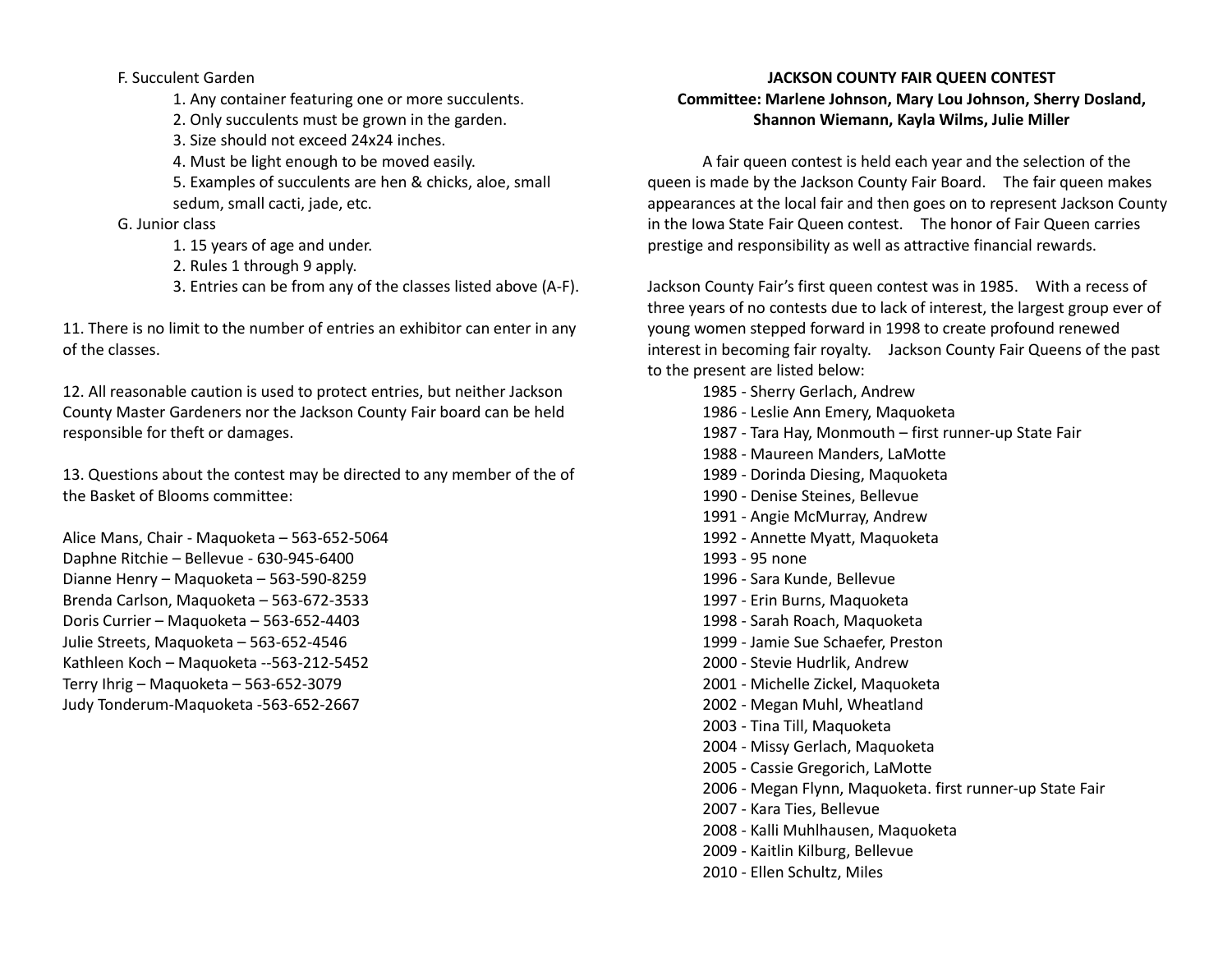F. Succulent Garden

1. Any container featuring one or more succulents.
2. Only succulents must be grown in the garden.
3. Size should not exceed 24x24 inches.
4. Must be light enough to be moved easily.
5. Examples of succulents are hen & chicks, aloe, small sedum, small cacti, jade, etc.

G. Junior class

1. 15 years of age and under.
2. Rules 1 through 9 apply.
3. Entries can be from any of the classes listed above (A-F).

11. There is no limit to the number of entries an exhibitor can enter in any of the classes.

12. All reasonable caution is used to protect entries, but neither Jackson County Master Gardeners nor the Jackson County Fair board can be held responsible for theft or damages.

13. Questions about the contest may be directed to any member of the of the Basket of Blooms committee:

Alice Mans, Chair - Maquoketa – 563-652-5064
Daphne Ritchie – Bellevue - 630-945-6400
Dianne Henry – Maquoketa – 563-590-8259
Brenda Carlson, Maquoketa – 563-672-3533
Doris Currier – Maquoketa – 563-652-4403
Julie Streets, Maquoketa – 563-652-4546
Kathleen Koch – Maquoketa --563-212-5452
Terry Ihrig – Maquoketa – 563-652-3079
Judy Tonderum-Maquoketa -563-652-2667

## JACKSON COUNTY FAIR QUEEN CONTEST

**Committee: Marlene Johnson, Mary Lou Johnson, Sherry Dosland, Shannon Wiemann, Kayla Wilms, Julie Miller**

A fair queen contest is held each year and the selection of the queen is made by the Jackson County Fair Board. The fair queen makes appearances at the local fair and then goes on to represent Jackson County in the Iowa State Fair Queen contest. The honor of Fair Queen carries prestige and responsibility as well as attractive financial rewards.

Jackson County Fair's first queen contest was in 1985. With a recess of three years of no contests due to lack of interest, the largest group ever of young women stepped forward in 1998 to create profound renewed interest in becoming fair royalty. Jackson County Fair Queens of the past to the present are listed below:

1985 - Sherry Gerlach, Andrew
1986 - Leslie Ann Emery, Maquoketa
1987 - Tara Hay, Monmouth – first runner-up State Fair
1988 - Maureen Manders, LaMotte
1989 - Dorinda Diesing, Maquoketa
1990 - Denise Steines, Bellevue
1991 - Angie McMurray, Andrew
1992 - Annette Myatt, Maquoketa
1993 - 95 none
1996 - Sara Kunde, Bellevue
1997 - Erin Burns, Maquoketa
1998 - Sarah Roach, Maquoketa
1999 - Jamie Sue Schaefer, Preston
2000 - Stevie Hudrlik, Andrew
2001 - Michelle Zickel, Maquoketa
2002 - Megan Muhl, Wheatland
2003 - Tina Till, Maquoketa
2004 - Missy Gerlach, Maquoketa
2005 - Cassie Gregorich, LaMotte
2006 - Megan Flynn, Maquoketa. first runner-up State Fair
2007 - Kara Ties, Bellevue
2008 - Kalli Muhlhausen, Maquoketa
2009 - Kaitlin Kilburg, Bellevue
2010 - Ellen Schultz, Miles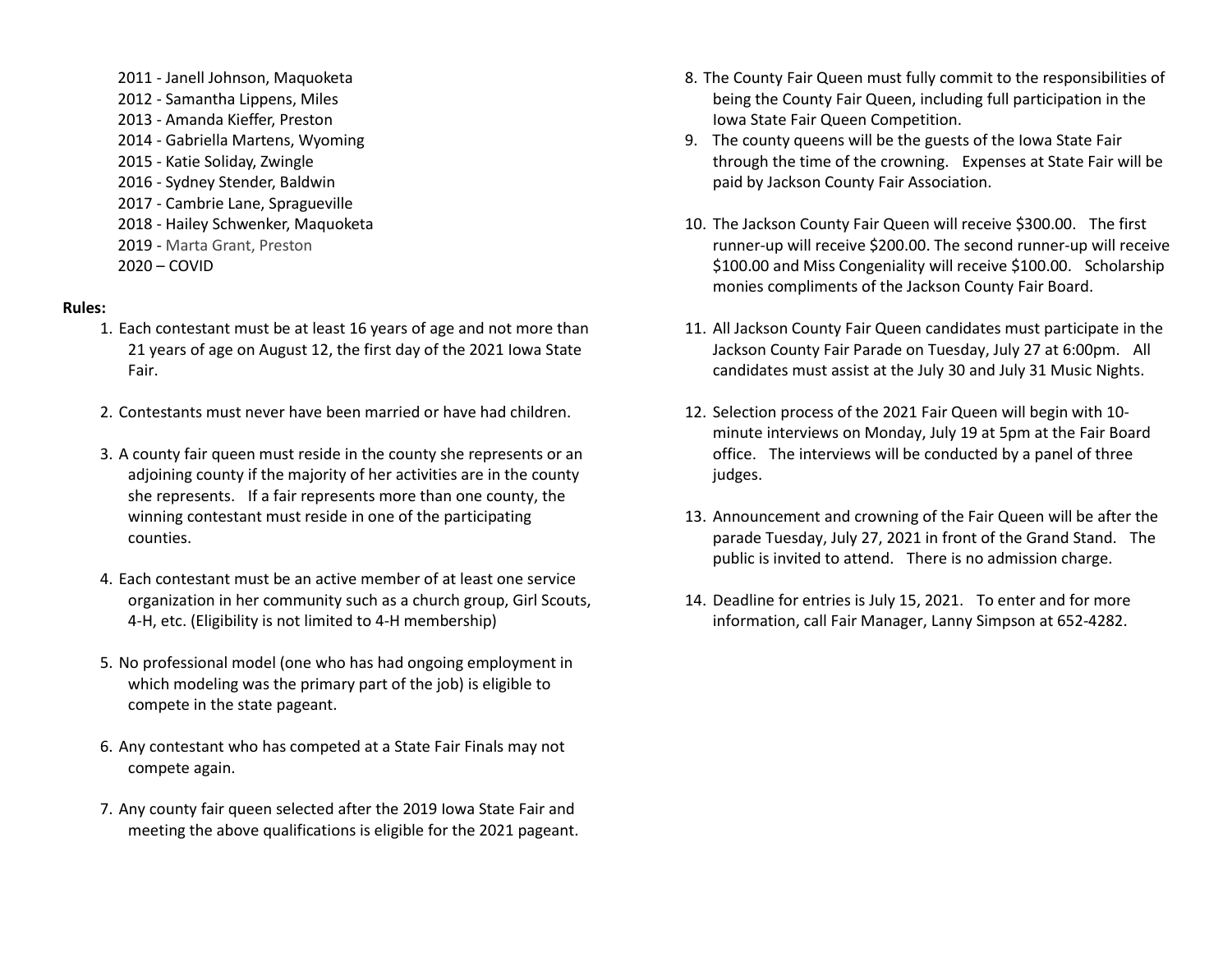2011 - Janell Johnson, Maquoketa
2012 - Samantha Lippens, Miles
2013 - Amanda Kieffer, Preston
2014 - Gabriella Martens, Wyoming
2015 - Katie Soliday, Zwingle
2016 - Sydney Stender, Baldwin
2017 - Cambrie Lane, Spragueville
2018 - Hailey Schwenker, Maquoketa
2019 - Marta Grant, Preston
2020 – COVID

**Rules:**

1. Each contestant must be at least 16 years of age and not more than 21 years of age on August 12, the first day of the 2021 Iowa State Fair.

2. Contestants must never have been married or have had children.

3. A county fair queen must reside in the county she represents or an adjoining county if the majority of her activities are in the county she represents. If a fair represents more than one county, the winning contestant must reside in one of the participating counties.

4. Each contestant must be an active member of at least one service organization in her community such as a church group, Girl Scouts, 4-H, etc. (Eligibility is not limited to 4-H membership)

5. No professional model (one who has had ongoing employment in which modeling was the primary part of the job) is eligible to compete in the state pageant.

6. Any contestant who has competed at a State Fair Finals may not compete again.

7. Any county fair queen selected after the 2019 Iowa State Fair and meeting the above qualifications is eligible for the 2021 pageant.

8. The County Fair Queen must fully commit to the responsibilities of being the County Fair Queen, including full participation in the Iowa State Fair Queen Competition.

9. The county queens will be the guests of the Iowa State Fair through the time of the crowning. Expenses at State Fair will be paid by Jackson County Fair Association.

10. The Jackson County Fair Queen will receive $300.00. The first runner-up will receive $200.00. The second runner-up will receive $100.00 and Miss Congeniality will receive $100.00. Scholarship monies compliments of the Jackson County Fair Board.

11. All Jackson County Fair Queen candidates must participate in the Jackson County Fair Parade on Tuesday, July 27 at 6:00pm. All candidates must assist at the July 30 and July 31 Music Nights.

12. Selection process of the 2021 Fair Queen will begin with 10-minute interviews on Monday, July 19 at 5pm at the Fair Board office. The interviews will be conducted by a panel of three judges.

13. Announcement and crowning of the Fair Queen will be after the parade Tuesday, July 27, 2021 in front of the Grand Stand. The public is invited to attend. There is no admission charge.

14. Deadline for entries is July 15, 2021. To enter and for more information, call Fair Manager, Lanny Simpson at 652-4282.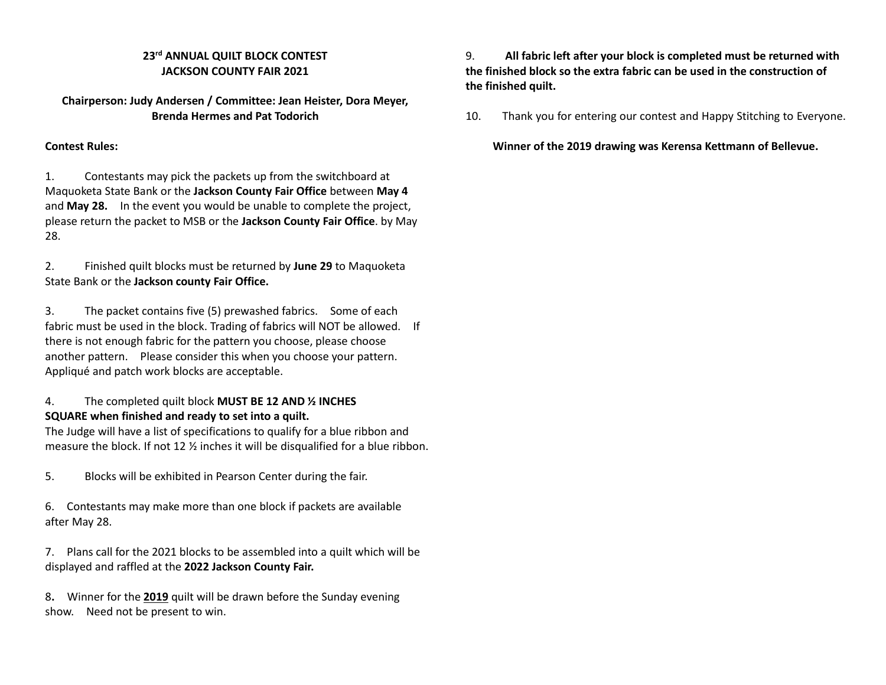**23rd ANNUAL QUILT BLOCK CONTEST**
**JACKSON COUNTY FAIR 2021**

**Chairperson: Judy Andersen / Committee: Jean Heister, Dora Meyer, Brenda Hermes and Pat Todorich**

**Contest Rules:**

1. Contestants may pick the packets up from the switchboard at Maquoketa State Bank or the **Jackson County Fair Office** between **May 4** and **May 28.** In the event you would be unable to complete the project, please return the packet to MSB or the **Jackson County Fair Office**. by May 28.

2. Finished quilt blocks must be returned by **June 29** to Maquoketa State Bank or the **Jackson county Fair Office.**

3. The packet contains five (5) prewashed fabrics. Some of each fabric must be used in the block. Trading of fabrics will NOT be allowed. If there is not enough fabric for the pattern you choose, please choose another pattern. Please consider this when you choose your pattern. Appliqué and patch work blocks are acceptable.

4. The completed quilt block **MUST BE 12 AND ½ INCHES SQUARE when finished and ready to set into a quilt.**
The Judge will have a list of specifications to qualify for a blue ribbon and measure the block. If not 12 ½ inches it will be disqualified for a blue ribbon.

5. Blocks will be exhibited in Pearson Center during the fair.

6. Contestants may make more than one block if packets are available after May 28.

7. Plans call for the 2021 blocks to be assembled into a quilt which will be displayed and raffled at the **2022 Jackson County Fair.**

8**.** Winner for the **2019** quilt will be drawn before the Sunday evening show. Need not be present to win.

9. **All fabric left after your block is completed must be returned with the finished block so the extra fabric can be used in the construction of the finished quilt.**

10. Thank you for entering our contest and Happy Stitching to Everyone.

**Winner of the 2019 drawing was Kerensa Kettmann of Bellevue.**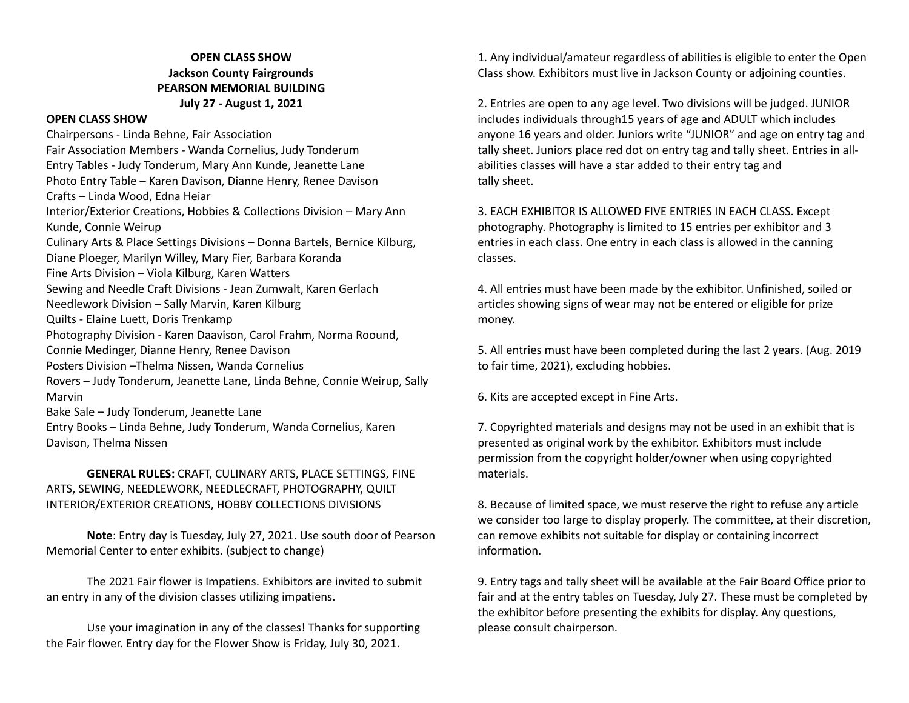**OPEN CLASS SHOW**
**Jackson County Fairgrounds**
**PEARSON MEMORIAL BUILDING**
**July 27 - August 1, 2021**

**OPEN CLASS SHOW**

Chairpersons - Linda Behne, Fair Association
Fair Association Members - Wanda Cornelius, Judy Tonderum
Entry Tables - Judy Tonderum, Mary Ann Kunde, Jeanette Lane
Photo Entry Table – Karen Davison, Dianne Henry, Renee Davison
Crafts – Linda Wood, Edna Heiar
Interior/Exterior Creations, Hobbies & Collections Division – Mary Ann Kunde, Connie Weirup
Culinary Arts & Place Settings Divisions – Donna Bartels, Bernice Kilburg, Diane Ploeger, Marilyn Willey, Mary Fier, Barbara Koranda
Fine Arts Division – Viola Kilburg, Karen Watters
Sewing and Needle Craft Divisions - Jean Zumwalt, Karen Gerlach
Needlework Division – Sally Marvin, Karen Kilburg
Quilts - Elaine Luett, Doris Trenkamp
Photography Division - Karen Daavison, Carol Frahm, Norma Roound, Connie Medinger, Dianne Henry, Renee Davison
Posters Division –Thelma Nissen, Wanda Cornelius
Rovers – Judy Tonderum, Jeanette Lane, Linda Behne, Connie Weirup, Sally Marvin
Bake Sale – Judy Tonderum, Jeanette Lane
Entry Books – Linda Behne, Judy Tonderum, Wanda Cornelius, Karen Davison, Thelma Nissen

**GENERAL RULES:** CRAFT, CULINARY ARTS, PLACE SETTINGS, FINE ARTS, SEWING, NEEDLEWORK, NEEDLECRAFT, PHOTOGRAPHY, QUILT INTERIOR/EXTERIOR CREATIONS, HOBBY COLLECTIONS DIVISIONS

**Note**: Entry day is Tuesday, July 27, 2021. Use south door of Pearson Memorial Center to enter exhibits. (subject to change)

The 2021 Fair flower is Impatiens. Exhibitors are invited to submit an entry in any of the division classes utilizing impatiens.

Use your imagination in any of the classes! Thanks for supporting the Fair flower. Entry day for the Flower Show is Friday, July 30, 2021.

1. Any individual/amateur regardless of abilities is eligible to enter the Open Class show. Exhibitors must live in Jackson County or adjoining counties.

2. Entries are open to any age level. Two divisions will be judged. JUNIOR includes individuals through15 years of age and ADULT which includes anyone 16 years and older. Juniors write "JUNIOR" and age on entry tag and tally sheet. Juniors place red dot on entry tag and tally sheet. Entries in all-abilities classes will have a star added to their entry tag and tally sheet.

3. EACH EXHIBITOR IS ALLOWED FIVE ENTRIES IN EACH CLASS. Except photography. Photography is limited to 15 entries per exhibitor and 3 entries in each class. One entry in each class is allowed in the canning classes.

4. All entries must have been made by the exhibitor. Unfinished, soiled or articles showing signs of wear may not be entered or eligible for prize money.

5. All entries must have been completed during the last 2 years. (Aug. 2019 to fair time, 2021), excluding hobbies.

6. Kits are accepted except in Fine Arts.

7. Copyrighted materials and designs may not be used in an exhibit that is presented as original work by the exhibitor. Exhibitors must include permission from the copyright holder/owner when using copyrighted materials.

8. Because of limited space, we must reserve the right to refuse any article we consider too large to display properly. The committee, at their discretion, can remove exhibits not suitable for display or containing incorrect information.

9. Entry tags and tally sheet will be available at the Fair Board Office prior to fair and at the entry tables on Tuesday, July 27. These must be completed by the exhibitor before presenting the exhibits for display. Any questions, please consult chairperson.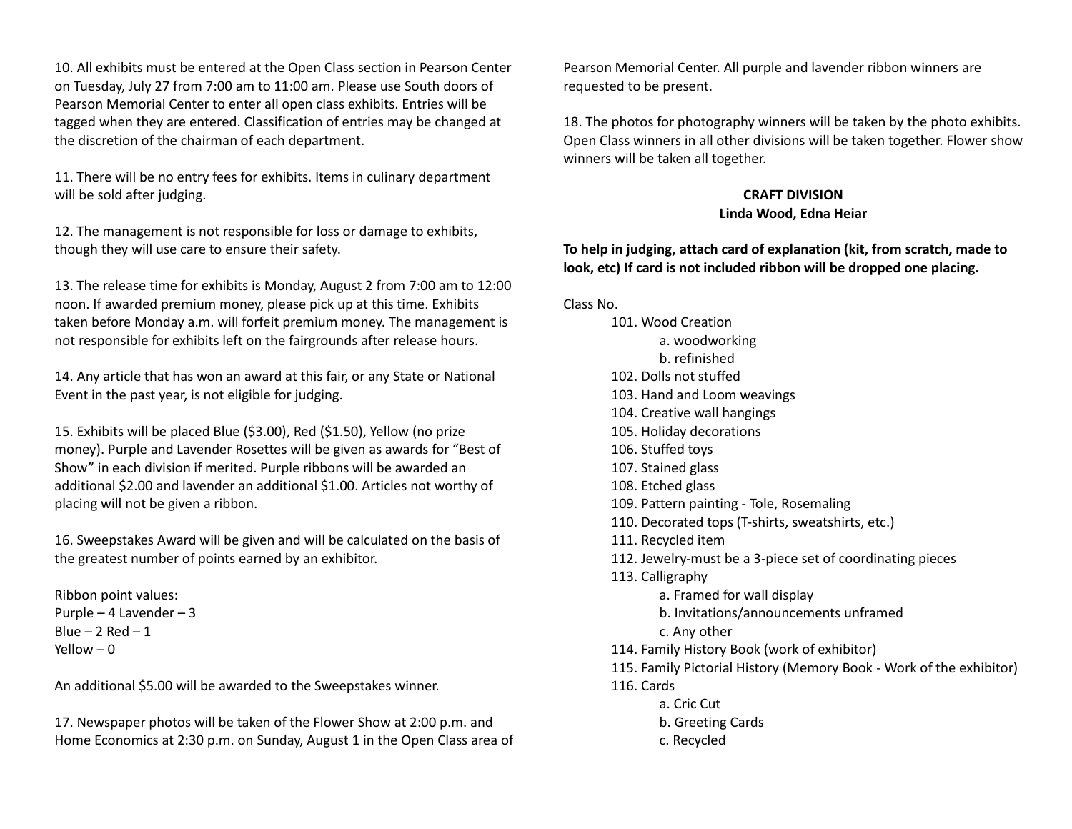10. All exhibits must be entered at the Open Class section in Pearson Center on Tuesday, July 27 from 7:00 am to 11:00 am. Please use South doors of Pearson Memorial Center to enter all open class exhibits. Entries will be tagged when they are entered. Classification of entries may be changed at the discretion of the chairman of each department.

11. There will be no entry fees for exhibits. Items in culinary department will be sold after judging.

12. The management is not responsible for loss or damage to exhibits, though they will use care to ensure their safety.

13. The release time for exhibits is Monday, August 2 from 7:00 am to 12:00 noon. If awarded premium money, please pick up at this time. Exhibits taken before Monday a.m. will forfeit premium money. The management is not responsible for exhibits left on the fairgrounds after release hours.

14. Any article that has won an award at this fair, or any State or National Event in the past year, is not eligible for judging.

15. Exhibits will be placed Blue ($3.00), Red ($1.50), Yellow (no prize money). Purple and Lavender Rosettes will be given as awards for "Best of Show" in each division if merited. Purple ribbons will be awarded an additional $2.00 and lavender an additional $1.00. Articles not worthy of placing will not be given a ribbon.

16. Sweepstakes Award will be given and will be calculated on the basis of the greatest number of points earned by an exhibitor.

Ribbon point values:
Purple – 4 Lavender – 3
Blue – 2 Red – 1
Yellow – 0

An additional $5.00 will be awarded to the Sweepstakes winner.

17. Newspaper photos will be taken of the Flower Show at 2:00 p.m. and Home Economics at 2:30 p.m. on Sunday, August 1 in the Open Class area of Pearson Memorial Center. All purple and lavender ribbon winners are requested to be present.

18. The photos for photography winners will be taken by the photo exhibits. Open Class winners in all other divisions will be taken together. Flower show winners will be taken all together.

## CRAFT DIVISION
**Linda Wood, Edna Heiar**

**To help in judging, attach card of explanation (kit, from scratch, made to look, etc) If card is not included ribbon will be dropped one placing.**

Class No.

- 101. Wood Creation
  - a. woodworking
  - b. refinished
- 102. Dolls not stuffed
- 103. Hand and Loom weavings
- 104. Creative wall hangings
- 105. Holiday decorations
- 106. Stuffed toys
- 107. Stained glass
- 108. Etched glass
- 109. Pattern painting - Tole, Rosemaling
- 110. Decorated tops (T-shirts, sweatshirts, etc.)
- 111. Recycled item
- 112. Jewelry-must be a 3-piece set of coordinating pieces
- 113. Calligraphy
  - a. Framed for wall display
  - b. Invitations/announcements unframed
  - c. Any other
- 114. Family History Book (work of exhibitor)
- 115. Family Pictorial History (Memory Book - Work of the exhibitor)
- 116. Cards
  - a. Cric Cut
  - b. Greeting Cards
  - c. Recycled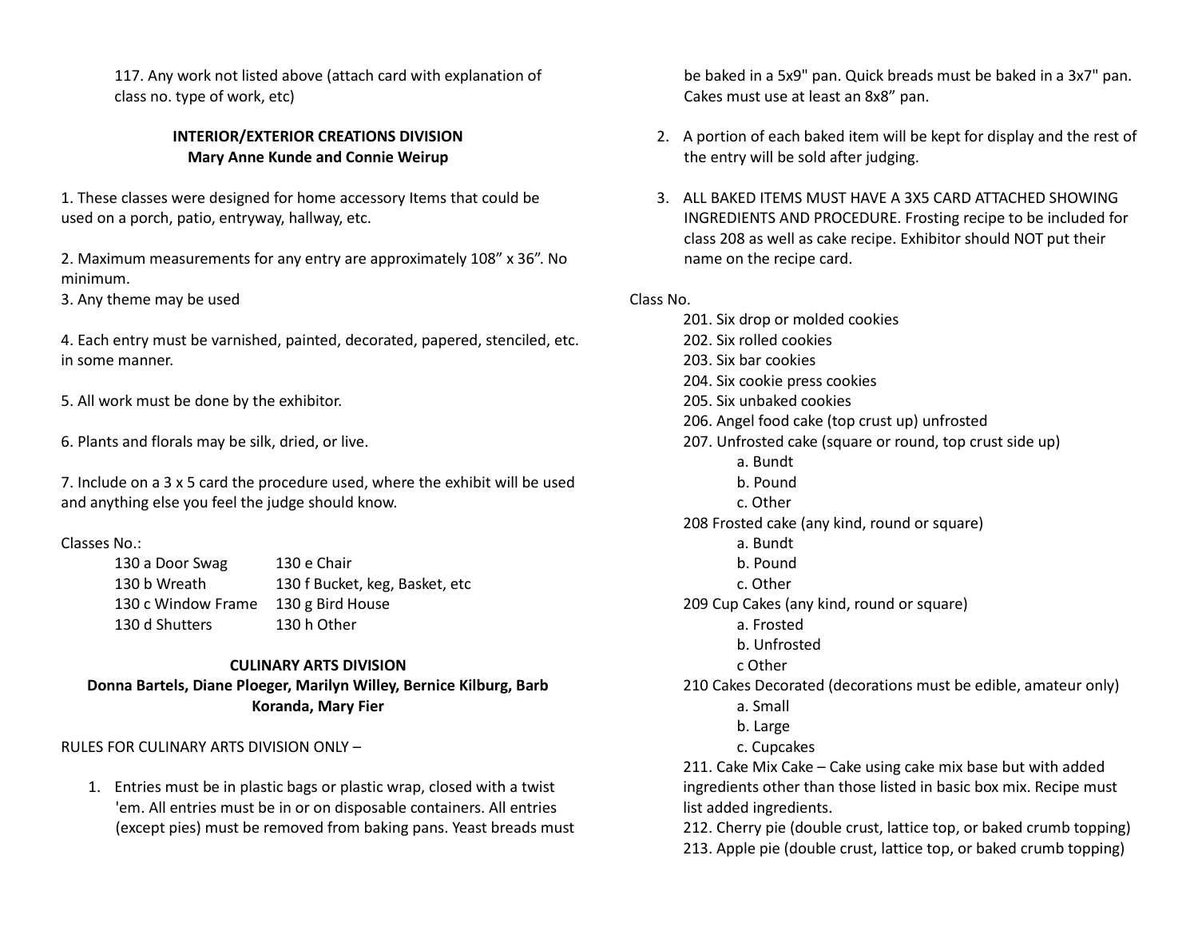117. Any work not listed above (attach card with explanation of class no. type of work, etc)

**INTERIOR/EXTERIOR CREATIONS DIVISION**
**Mary Anne Kunde and Connie Weirup**

1. These classes were designed for home accessory Items that could be used on a porch, patio, entryway, hallway, etc.

2. Maximum measurements for any entry are approximately 108” x 36”. No minimum.

3. Any theme may be used

4. Each entry must be varnished, painted, decorated, papered, stenciled, etc. in some manner.

5. All work must be done by the exhibitor.

6. Plants and florals may be silk, dried, or live.

7. Include on a 3 x 5 card the procedure used, where the exhibit will be used and anything else you feel the judge should know.

Classes No.:

| | |
|---|---|
| 130 a Door Swag | 130 e Chair |
| 130 b Wreath | 130 f Bucket, keg, Basket, etc |
| 130 c Window Frame | 130 g Bird House |
| 130 d Shutters | 130 h Other |

**CULINARY ARTS DIVISION**
**Donna Bartels, Diane Ploeger, Marilyn Willey, Bernice Kilburg, Barb Koranda, Mary Fier**

RULES FOR CULINARY ARTS DIVISION ONLY –

1. Entries must be in plastic bags or plastic wrap, closed with a twist 'em. All entries must be in or on disposable containers. All entries (except pies) must be removed from baking pans. Yeast breads must be baked in a 5x9" pan. Quick breads must be baked in a 3x7" pan. Cakes must use at least an 8x8” pan.

2. A portion of each baked item will be kept for display and the rest of the entry will be sold after judging.

3. ALL BAKED ITEMS MUST HAVE A 3X5 CARD ATTACHED SHOWING INGREDIENTS AND PROCEDURE. Frosting recipe to be included for class 208 as well as cake recipe. Exhibitor should NOT put their name on the recipe card.

Class No.

201. Six drop or molded cookies
202. Six rolled cookies
203. Six bar cookies
204. Six cookie press cookies
205. Six unbaked cookies
206. Angel food cake (top crust up) unfrosted
207. Unfrosted cake (square or round, top crust side up)
    - a. Bundt
    - b. Pound
    - c. Other

208 Frosted cake (any kind, round or square)
- a. Bundt
- b. Pound
- c. Other

209 Cup Cakes (any kind, round or square)
- a. Frosted
- b. Unfrosted
- c Other

210 Cakes Decorated (decorations must be edible, amateur only)
- a. Small
- b. Large
- c. Cupcakes

211. Cake Mix Cake – Cake using cake mix base but with added ingredients other than those listed in basic box mix. Recipe must list added ingredients.
212. Cherry pie (double crust, lattice top, or baked crumb topping)
213. Apple pie (double crust, lattice top, or baked crumb topping)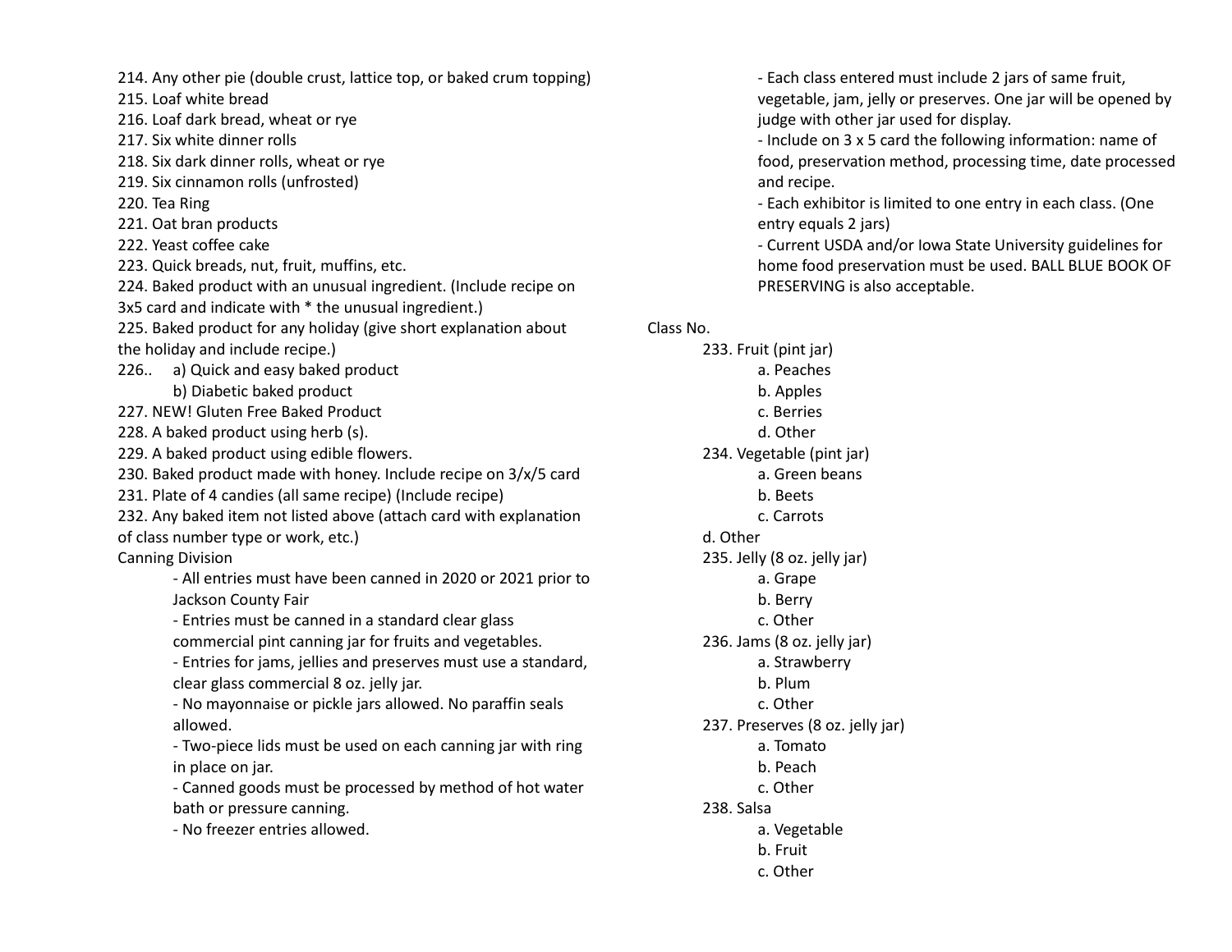214. Any other pie (double crust, lattice top, or baked crum topping)
215. Loaf white bread
216. Loaf dark bread, wheat or rye
217. Six white dinner rolls
218. Six dark dinner rolls, wheat or rye
219. Six cinnamon rolls (unfrosted)
220. Tea Ring
221. Oat bran products
222. Yeast coffee cake
223. Quick breads, nut, fruit, muffins, etc.
224. Baked product with an unusual ingredient. (Include recipe on 3x5 card and indicate with * the unusual ingredient.)
225. Baked product for any holiday (give short explanation about the holiday and include recipe.)
226.. a) Quick and easy baked product
 b) Diabetic baked product
227. NEW! Gluten Free Baked Product
228. A baked product using herb (s).
229. A baked product using edible flowers.
230. Baked product made with honey. Include recipe on 3/x/5 card
231. Plate of 4 candies (all same recipe) (Include recipe)
232. Any baked item not listed above (attach card with explanation of class number type or work, etc.)

Canning Division

- All entries must have been canned in 2020 or 2021 prior to Jackson County Fair
- Entries must be canned in a standard clear glass commercial pint canning jar for fruits and vegetables.
- Entries for jams, jellies and preserves must use a standard, clear glass commercial 8 oz. jelly jar.
- No mayonnaise or pickle jars allowed. No paraffin seals allowed.
- Two-piece lids must be used on each canning jar with ring in place on jar.
- Canned goods must be processed by method of hot water bath or pressure canning.
- No freezer entries allowed.
- Each class entered must include 2 jars of same fruit, vegetable, jam, jelly or preserves. One jar will be opened by judge with other jar used for display.
- Include on 3 x 5 card the following information: name of food, preservation method, processing time, date processed and recipe.
- Each exhibitor is limited to one entry in each class. (One entry equals 2 jars)
- Current USDA and/or Iowa State University guidelines for home food preservation must be used. BALL BLUE BOOK OF PRESERVING is also acceptable.

Class No.

233. Fruit (pint jar)
 a. Peaches
 b. Apples
 c. Berries
 d. Other
234. Vegetable (pint jar)
 a. Green beans
 b. Beets
 c. Carrots
 d. Other
235. Jelly (8 oz. jelly jar)
 a. Grape
 b. Berry
 c. Other
236. Jams (8 oz. jelly jar)
 a. Strawberry
 b. Plum
 c. Other
237. Preserves (8 oz. jelly jar)
 a. Tomato
 b. Peach
 c. Other
238. Salsa
 a. Vegetable
 b. Fruit
 c. Other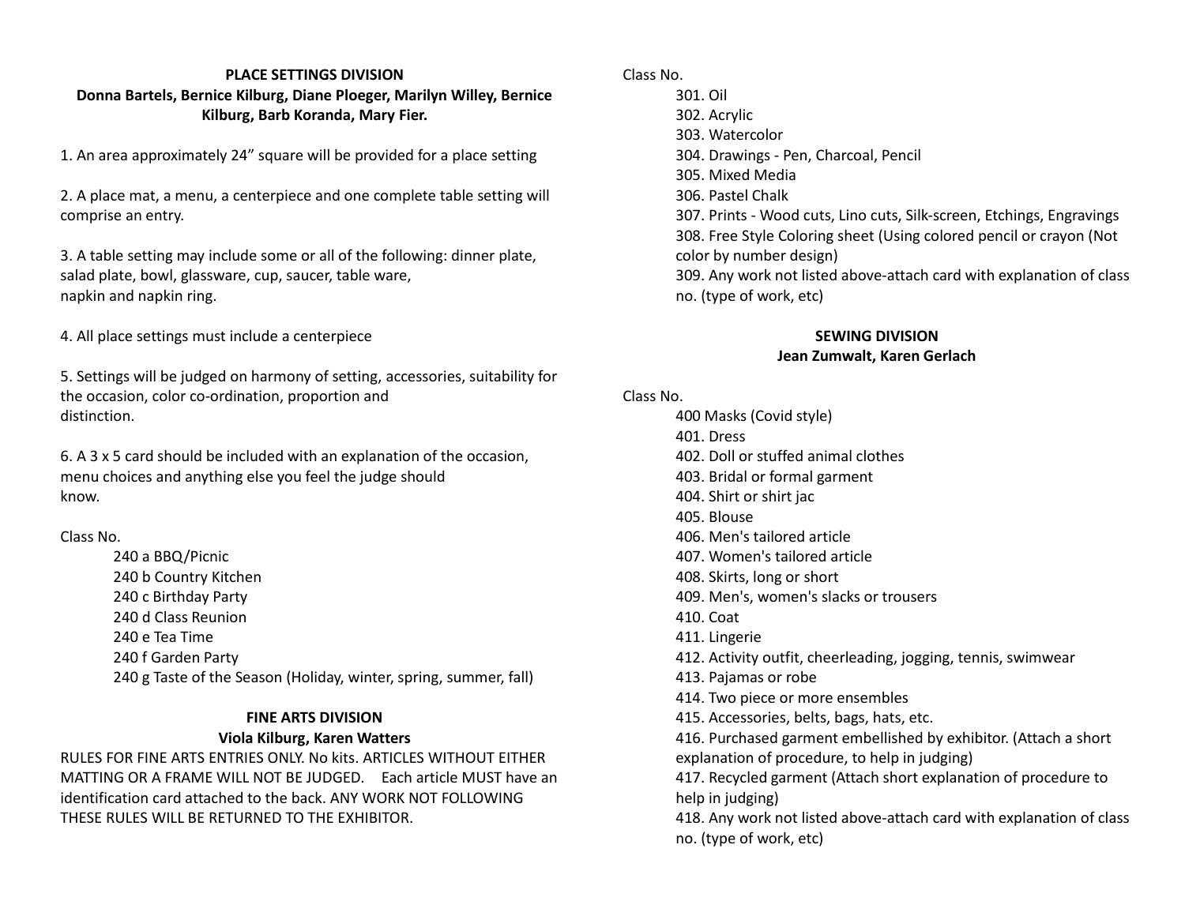**PLACE SETTINGS DIVISION**

**Donna Bartels, Bernice Kilburg, Diane Ploeger, Marilyn Willey, Bernice Kilburg, Barb Koranda, Mary Fier.**

1. An area approximately 24" square will be provided for a place setting

2. A place mat, a menu, a centerpiece and one complete table setting will comprise an entry.

3. A table setting may include some or all of the following: dinner plate, salad plate, bowl, glassware, cup, saucer, table ware, napkin and napkin ring.

4. All place settings must include a centerpiece

5. Settings will be judged on harmony of setting, accessories, suitability for the occasion, color co-ordination, proportion and distinction.

6. A 3 x 5 card should be included with an explanation of the occasion, menu choices and anything else you feel the judge should know.

Class No.

- 240 a BBQ/Picnic
- 240 b Country Kitchen
- 240 c Birthday Party
- 240 d Class Reunion
- 240 e Tea Time
- 240 f Garden Party
- 240 g Taste of the Season (Holiday, winter, spring, summer, fall)

**FINE ARTS DIVISION**

**Viola Kilburg, Karen Watters**

RULES FOR FINE ARTS ENTRIES ONLY. No kits. ARTICLES WITHOUT EITHER MATTING OR A FRAME WILL NOT BE JUDGED. Each article MUST have an identification card attached to the back. ANY WORK NOT FOLLOWING THESE RULES WILL BE RETURNED TO THE EXHIBITOR.

Class No.

- 301. Oil
- 302. Acrylic
- 303. Watercolor
- 304. Drawings - Pen, Charcoal, Pencil
- 305. Mixed Media
- 306. Pastel Chalk
- 307. Prints - Wood cuts, Lino cuts, Silk-screen, Etchings, Engravings
- 308. Free Style Coloring sheet (Using colored pencil or crayon (Not color by number design)
- 309. Any work not listed above-attach card with explanation of class no. (type of work, etc)

**SEWING DIVISION**

**Jean Zumwalt, Karen Gerlach**

Class No.

- 400 Masks (Covid style)
- 401. Dress
- 402. Doll or stuffed animal clothes
- 403. Bridal or formal garment
- 404. Shirt or shirt jac
- 405. Blouse
- 406. Men's tailored article
- 407. Women's tailored article
- 408. Skirts, long or short
- 409. Men's, women's slacks or trousers
- 410. Coat
- 411. Lingerie
- 412. Activity outfit, cheerleading, jogging, tennis, swimwear
- 413. Pajamas or robe
- 414. Two piece or more ensembles
- 415. Accessories, belts, bags, hats, etc.
- 416. Purchased garment embellished by exhibitor. (Attach a short explanation of procedure, to help in judging)
- 417. Recycled garment (Attach short explanation of procedure to help in judging)
- 418. Any work not listed above-attach card with explanation of class no. (type of work, etc)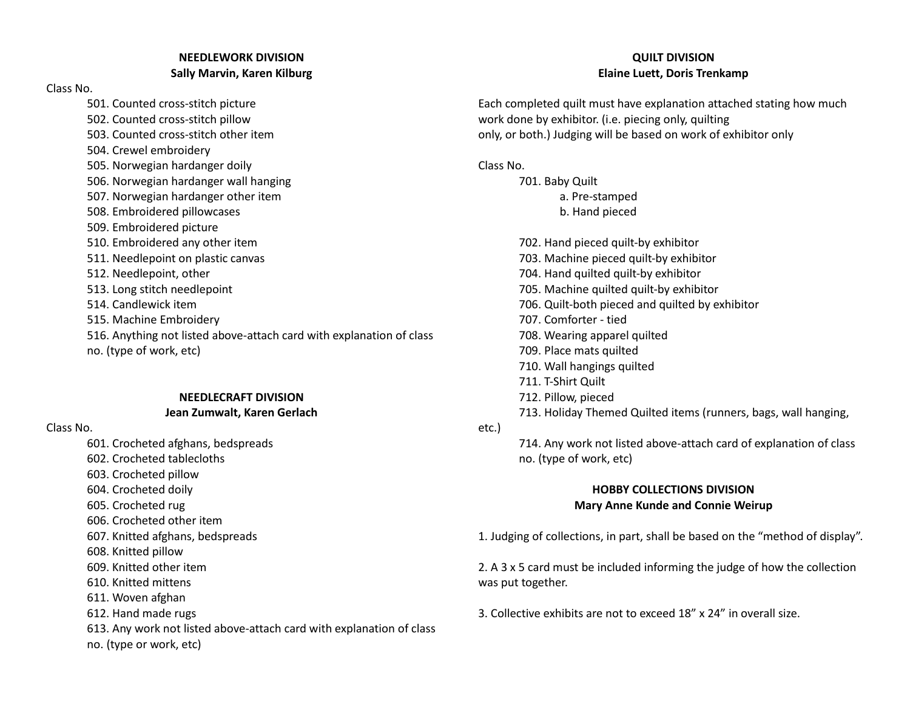## NEEDLEWORK DIVISION

**Sally Marvin, Karen Kilburg**

Class No.

501. Counted cross-stitch picture
502. Counted cross-stitch pillow
503. Counted cross-stitch other item
504. Crewel embroidery
505. Norwegian hardanger doily
506. Norwegian hardanger wall hanging
507. Norwegian hardanger other item
508. Embroidered pillowcases
509. Embroidered picture
510. Embroidered any other item
511. Needlepoint on plastic canvas
512. Needlepoint, other
513. Long stitch needlepoint
514. Candlewick item
515. Machine Embroidery
516. Anything not listed above-attach card with explanation of class no. (type of work, etc)

## NEEDLECRAFT DIVISION

**Jean Zumwalt, Karen Gerlach**

Class No.

601. Crocheted afghans, bedspreads
602. Crocheted tablecloths
603. Crocheted pillow
604. Crocheted doily
605. Crocheted rug
606. Crocheted other item
607. Knitted afghans, bedspreads
608. Knitted pillow
609. Knitted other item
610. Knitted mittens
611. Woven afghan
612. Hand made rugs
613. Any work not listed above-attach card with explanation of class no. (type or work, etc)

## QUILT DIVISION

**Elaine Luett, Doris Trenkamp**

Each completed quilt must have explanation attached stating how much work done by exhibitor. (i.e. piecing only, quilting only, or both.) Judging will be based on work of exhibitor only

Class No.

701. Baby Quilt
    a. Pre-stamped
    b. Hand pieced
702. Hand pieced quilt-by exhibitor
703. Machine pieced quilt-by exhibitor
704. Hand quilted quilt-by exhibitor
705. Machine quilted quilt-by exhibitor
706. Quilt-both pieced and quilted by exhibitor
707. Comforter - tied
708. Wearing apparel quilted
709. Place mats quilted
710. Wall hangings quilted
711. T-Shirt Quilt
712. Pillow, pieced
713. Holiday Themed Quilted items (runners, bags, wall hanging, etc.)
714. Any work not listed above-attach card of explanation of class no. (type of work, etc)

## HOBBY COLLECTIONS DIVISION

**Mary Anne Kunde and Connie Weirup**

1. Judging of collections, in part, shall be based on the “method of display”.

2. A 3 x 5 card must be included informing the judge of how the collection was put together.

3. Collective exhibits are not to exceed 18” x 24” in overall size.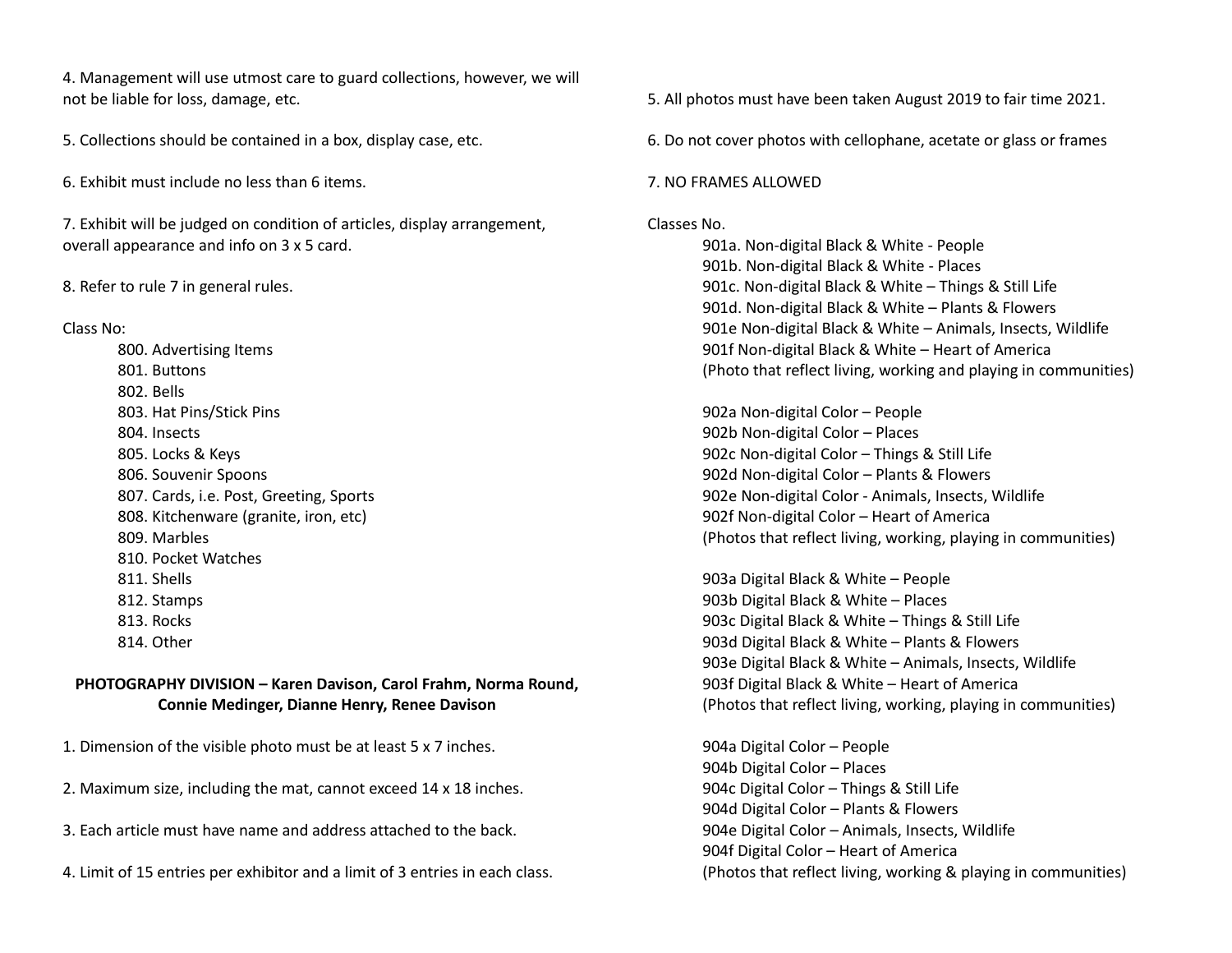4. Management will use utmost care to guard collections, however, we will not be liable for loss, damage, etc.

5. Collections should be contained in a box, display case, etc.

6. Exhibit must include no less than 6 items.

7. Exhibit will be judged on condition of articles, display arrangement, overall appearance and info on 3 x 5 card.

8. Refer to rule 7 in general rules.

Class No:

- 800. Advertising Items
- 801. Buttons
- 802. Bells
- 803. Hat Pins/Stick Pins
- 804. Insects
- 805. Locks & Keys
- 806. Souvenir Spoons
- 807. Cards, i.e. Post, Greeting, Sports
- 808. Kitchenware (granite, iron, etc)
- 809. Marbles
- 810. Pocket Watches
- 811. Shells
- 812. Stamps
- 813. Rocks
- 814. Other

**PHOTOGRAPHY DIVISION – Karen Davison, Carol Frahm, Norma Round, Connie Medinger, Dianne Henry, Renee Davison**

1. Dimension of the visible photo must be at least 5 x 7 inches.

2. Maximum size, including the mat, cannot exceed 14 x 18 inches.

3. Each article must have name and address attached to the back.

4. Limit of 15 entries per exhibitor and a limit of 3 entries in each class.

5. All photos must have been taken August 2019 to fair time 2021.

6. Do not cover photos with cellophane, acetate or glass or frames

7. NO FRAMES ALLOWED

Classes No.

- 901a. Non-digital Black & White - People
- 901b. Non-digital Black & White - Places
- 901c. Non-digital Black & White – Things & Still Life
- 901d. Non-digital Black & White – Plants & Flowers
- 901e Non-digital Black & White – Animals, Insects, Wildlife
- 901f Non-digital Black & White – Heart of America
  (Photo that reflect living, working and playing in communities)

- 902a Non-digital Color – People
- 902b Non-digital Color – Places
- 902c Non-digital Color – Things & Still Life
- 902d Non-digital Color – Plants & Flowers
- 902e Non-digital Color - Animals, Insects, Wildlife
- 902f Non-digital Color – Heart of America
  (Photos that reflect living, working, playing in communities)

- 903a Digital Black & White – People
- 903b Digital Black & White – Places
- 903c Digital Black & White – Things & Still Life
- 903d Digital Black & White – Plants & Flowers
- 903e Digital Black & White – Animals, Insects, Wildlife
- 903f Digital Black & White – Heart of America
  (Photos that reflect living, working, playing in communities)

- 904a Digital Color – People
- 904b Digital Color – Places
- 904c Digital Color – Things & Still Life
- 904d Digital Color – Plants & Flowers
- 904e Digital Color – Animals, Insects, Wildlife
- 904f Digital Color – Heart of America
  (Photos that reflect living, working & playing in communities)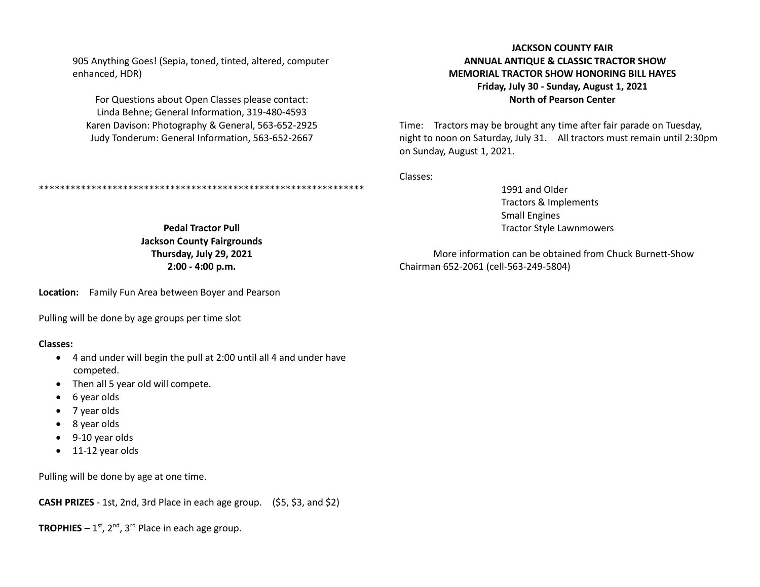905 Anything Goes! (Sepia, toned, tinted, altered, computer enhanced, HDR)

For Questions about Open Classes please contact:
Linda Behne; General Information, 319-480-4593
Karen Davison: Photography & General, 563-652-2925
Judy Tonderum: General Information, 563-652-2667

***************************************************************

**Pedal Tractor Pull**
**Jackson County Fairgrounds**
**Thursday, July 29, 2021**
**2:00 - 4:00 p.m.**

**Location:** Family Fun Area between Boyer and Pearson

Pulling will be done by age groups per time slot

**Classes:**

- 4 and under will begin the pull at 2:00 until all 4 and under have competed.
- Then all 5 year old will compete.
- 6 year olds
- 7 year olds
- 8 year olds
- 9-10 year olds
- 11-12 year olds

Pulling will be done by age at one time.

**CASH PRIZES** - 1st, 2nd, 3rd Place in each age group. ($5, $3, and $2)

**TROPHIES –** 1st, 2nd, 3rd Place in each age group.

**JACKSON COUNTY FAIR**
**ANNUAL ANTIQUE & CLASSIC TRACTOR SHOW**
**MEMORIAL TRACTOR SHOW HONORING BILL HAYES**
**Friday, July 30 - Sunday, August 1, 2021**
**North of Pearson Center**

Time: Tractors may be brought any time after fair parade on Tuesday, night to noon on Saturday, July 31. All tractors must remain until 2:30pm on Sunday, August 1, 2021.

Classes:

1991 and Older
Tractors & Implements
Small Engines
Tractor Style Lawnmowers

More information can be obtained from Chuck Burnett-Show Chairman 652-2061 (cell-563-249-5804)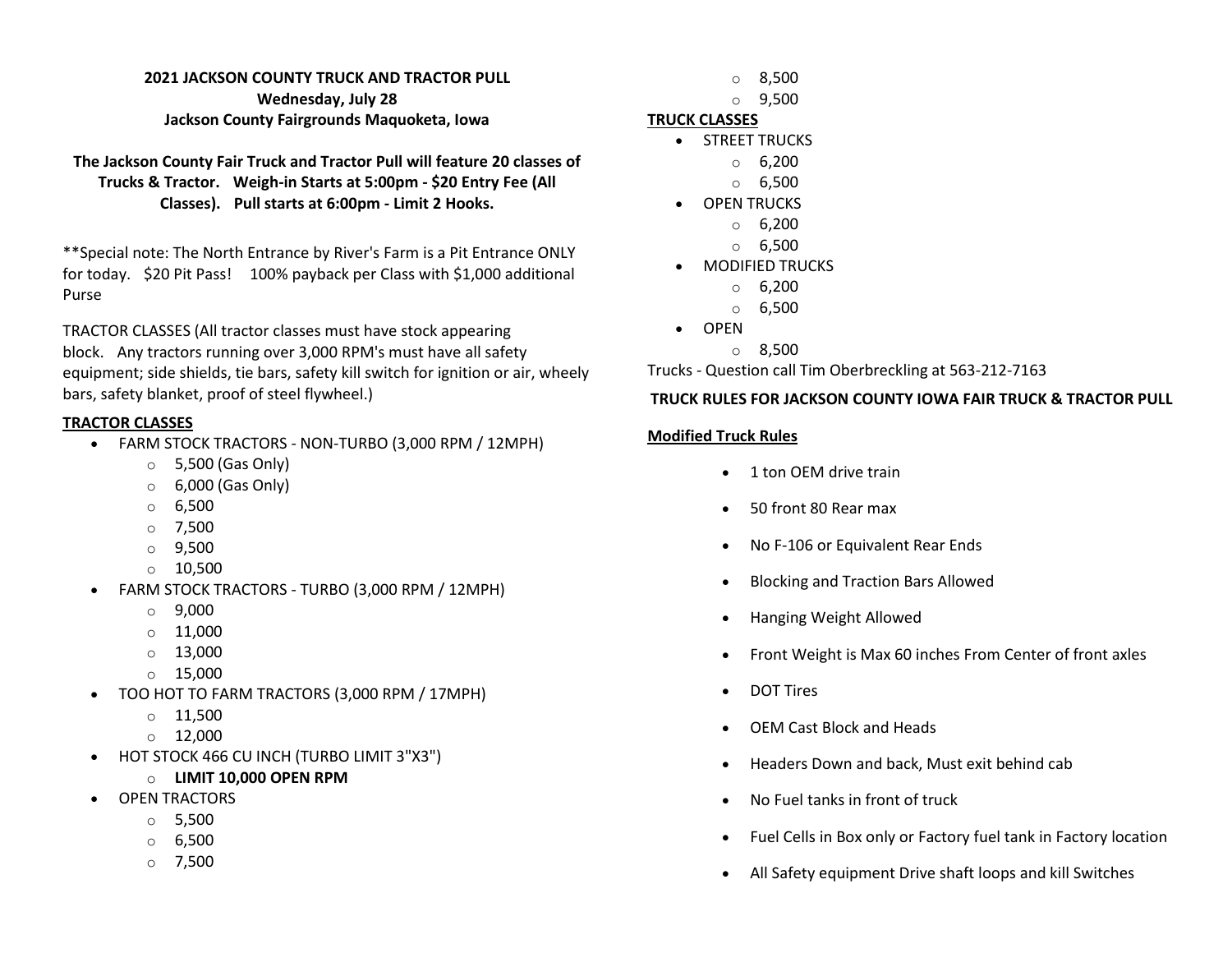**2021 JACKSON COUNTY TRUCK AND TRACTOR PULL**
**Wednesday, July 28**
**Jackson County Fairgrounds Maquoketa, Iowa**

**The Jackson County Fair Truck and Tractor Pull will feature 20 classes of Trucks & Tractor. Weigh-in Starts at 5:00pm - $20 Entry Fee (All Classes). Pull starts at 6:00pm - Limit 2 Hooks.**

**Special note: The North Entrance by River's Farm is a Pit Entrance ONLY for today. $20 Pit Pass! 100% payback per Class with $1,000 additional Purse

TRACTOR CLASSES (All tractor classes must have stock appearing block. Any tractors running over 3,000 RPM's must have all safety equipment; side shields, tie bars, safety kill switch for ignition or air, wheely bars, safety blanket, proof of steel flywheel.)

**TRACTOR CLASSES**

- FARM STOCK TRACTORS - NON-TURBO (3,000 RPM / 12MPH)
  - 5,500 (Gas Only)
  - 6,000 (Gas Only)
  - 6,500
  - 7,500
  - 9,500
  - 10,500
- FARM STOCK TRACTORS - TURBO (3,000 RPM / 12MPH)
  - 9,000
  - 11,000
  - 13,000
  - 15,000
- TOO HOT TO FARM TRACTORS (3,000 RPM / 17MPH)
  - 11,500
  - 12,000
- HOT STOCK 466 CU INCH (TURBO LIMIT 3"X3")
  - **LIMIT 10,000 OPEN RPM**
- OPEN TRACTORS
  - 5,500
  - 6,500
  - 7,500
  - 8,500
  - 9,500

**TRUCK CLASSES**

- STREET TRUCKS
  - 6,200
  - 6,500
- OPEN TRUCKS
  - 6,200
  - 6,500
- MODIFIED TRUCKS
  - 6,200
  - 6,500
- OPEN
  - 8,500

Trucks - Question call Tim Oberbreckling at 563-212-7163

**TRUCK RULES FOR JACKSON COUNTY IOWA FAIR TRUCK & TRACTOR PULL**

**Modified Truck Rules**

- 1 ton OEM drive train
- 50 front 80 Rear max
- No F-106 or Equivalent Rear Ends
- Blocking and Traction Bars Allowed
- Hanging Weight Allowed
- Front Weight is Max 60 inches From Center of front axles
- DOT Tires
- OEM Cast Block and Heads
- Headers Down and back, Must exit behind cab
- No Fuel tanks in front of truck
- Fuel Cells in Box only or Factory fuel tank in Factory location
- All Safety equipment Drive shaft loops and kill Switches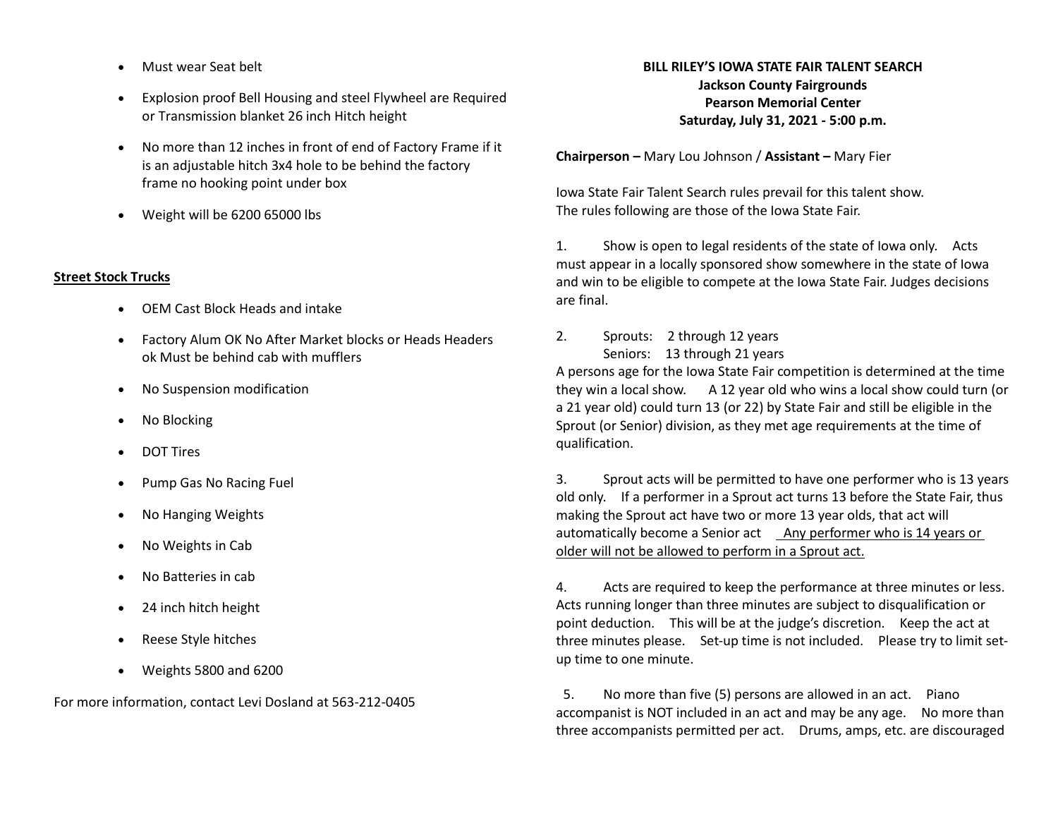- Must wear Seat belt
- Explosion proof Bell Housing and steel Flywheel are Required or Transmission blanket 26 inch Hitch height
- No more than 12 inches in front of end of Factory Frame if it is an adjustable hitch 3x4 hole to be behind the factory frame no hooking point under box
- Weight will be 6200 65000 lbs

**Street Stock Trucks**

- OEM Cast Block Heads and intake
- Factory Alum OK No After Market blocks or Heads Headers ok Must be behind cab with mufflers
- No Suspension modification
- No Blocking
- DOT Tires
- Pump Gas No Racing Fuel
- No Hanging Weights
- No Weights in Cab
- No Batteries in cab
- 24 inch hitch height
- Reese Style hitches
- Weights 5800 and 6200

For more information, contact Levi Dosland at 563-212-0405

**BILL RILEY'S IOWA STATE FAIR TALENT SEARCH**
**Jackson County Fairgrounds**
**Pearson Memorial Center**
**Saturday, July 31, 2021 - 5:00 p.m.**

**Chairperson –** Mary Lou Johnson / **Assistant –** Mary Fier

Iowa State Fair Talent Search rules prevail for this talent show.
The rules following are those of the Iowa State Fair.

1. Show is open to legal residents of the state of Iowa only. Acts must appear in a locally sponsored show somewhere in the state of Iowa and win to be eligible to compete at the Iowa State Fair. Judges decisions are final.

2. Sprouts: 2 through 12 years
   Seniors: 13 through 21 years
A persons age for the Iowa State Fair competition is determined at the time they win a local show. A 12 year old who wins a local show could turn (or a 21 year old) could turn 13 (or 22) by State Fair and still be eligible in the Sprout (or Senior) division, as they met age requirements at the time of qualification.

3. Sprout acts will be permitted to have one performer who is 13 years old only. If a performer in a Sprout act turns 13 before the State Fair, thus making the Sprout act have two or more 13 year olds, that act will automatically become a Senior act <u>Any performer who is 14 years or older will not be allowed to perform in a Sprout act.</u>

4. Acts are required to keep the performance at three minutes or less. Acts running longer than three minutes are subject to disqualification or point deduction. This will be at the judge's discretion. Keep the act at three minutes please. Set-up time is not included. Please try to limit set-up time to one minute.

5. No more than five (5) persons are allowed in an act. Piano accompanist is NOT included in an act and may be any age. No more than three accompanists permitted per act. Drums, amps, etc. are discouraged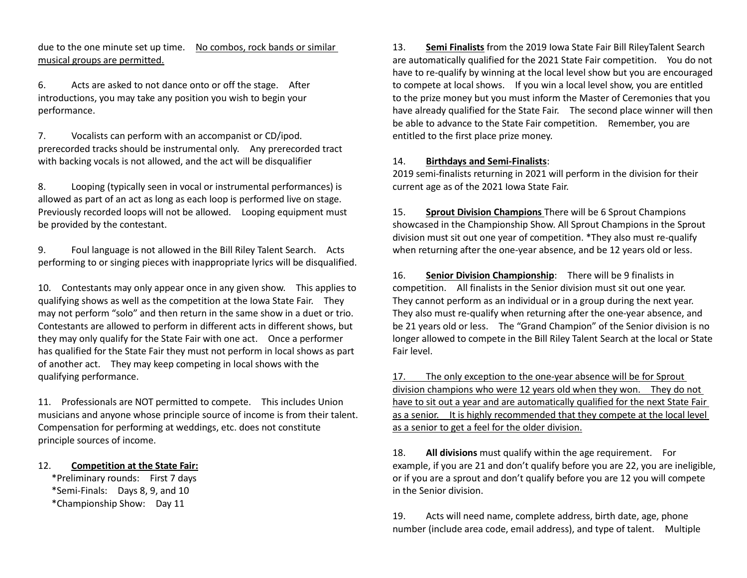due to the one minute set up time. <u>No combos, rock bands or similar musical groups are permitted.</u>

6. Acts are asked to not dance onto or off the stage. After introductions, you may take any position you wish to begin your performance.

7. Vocalists can perform with an accompanist or CD/ipod. prerecorded tracks should be instrumental only. Any prerecorded tract with backing vocals is not allowed, and the act will be disqualifier

8. Looping (typically seen in vocal or instrumental performances) is allowed as part of an act as long as each loop is performed live on stage. Previously recorded loops will not be allowed. Looping equipment must be provided by the contestant.

9. Foul language is not allowed in the Bill Riley Talent Search. Acts performing to or singing pieces with inappropriate lyrics will be disqualified.

10. Contestants may only appear once in any given show. This applies to qualifying shows as well as the competition at the Iowa State Fair. They may not perform "solo" and then return in the same show in a duet or trio. Contestants are allowed to perform in different acts in different shows, but they may only qualify for the State Fair with one act. Once a performer has qualified for the State Fair they must not perform in local shows as part of another act. They may keep competing in local shows with the qualifying performance.

11. Professionals are NOT permitted to compete. This includes Union musicians and anyone whose principle source of income is from their talent. Compensation for performing at weddings, etc. does not constitute principle sources of income.

12. <u>**Competition at the State Fair:**</u>
*Preliminary rounds: First 7 days
*Semi-Finals: Days 8, 9, and 10
*Championship Show: Day 11

13. <u>**Semi Finalists**</u> from the 2019 Iowa State Fair Bill RileyTalent Search are automatically qualified for the 2021 State Fair competition. You do not have to re-qualify by winning at the local level show but you are encouraged to compete at local shows. If you win a local level show, you are entitled to the prize money but you must inform the Master of Ceremonies that you have already qualified for the State Fair. The second place winner will then be able to advance to the State Fair competition. Remember, you are entitled to the first place prize money.

14. <u>**Birthdays and Semi-Finalists**</u>:
2019 semi-finalists returning in 2021 will perform in the division for their current age as of the 2021 Iowa State Fair.

15. <u>**Sprout Division Champions**</u> There will be 6 Sprout Champions showcased in the Championship Show. All Sprout Champions in the Sprout division must sit out one year of competition. *They also must re-qualify when returning after the one-year absence, and be 12 years old or less.

16. <u>**Senior Division Championship**</u>: There will be 9 finalists in competition. All finalists in the Senior division must sit out one year. They cannot perform as an individual or in a group during the next year. They also must re-qualify when returning after the one-year absence, and be 21 years old or less. The "Grand Champion" of the Senior division is no longer allowed to compete in the Bill Riley Talent Search at the local or State Fair level.

<u>17. The only exception to the one-year absence will be for Sprout division champions who were 12 years old when they won. They do not have to sit out a year and are automatically qualified for the next State Fair as a senior. It is highly recommended that they compete at the local level as a senior to get a feel for the older division.</u>

18. **All divisions** must qualify within the age requirement. For example, if you are 21 and don't qualify before you are 22, you are ineligible, or if you are a sprout and don't qualify before you are 12 you will compete in the Senior division.

19. Acts will need name, complete address, birth date, age, phone number (include area code, email address), and type of talent. Multiple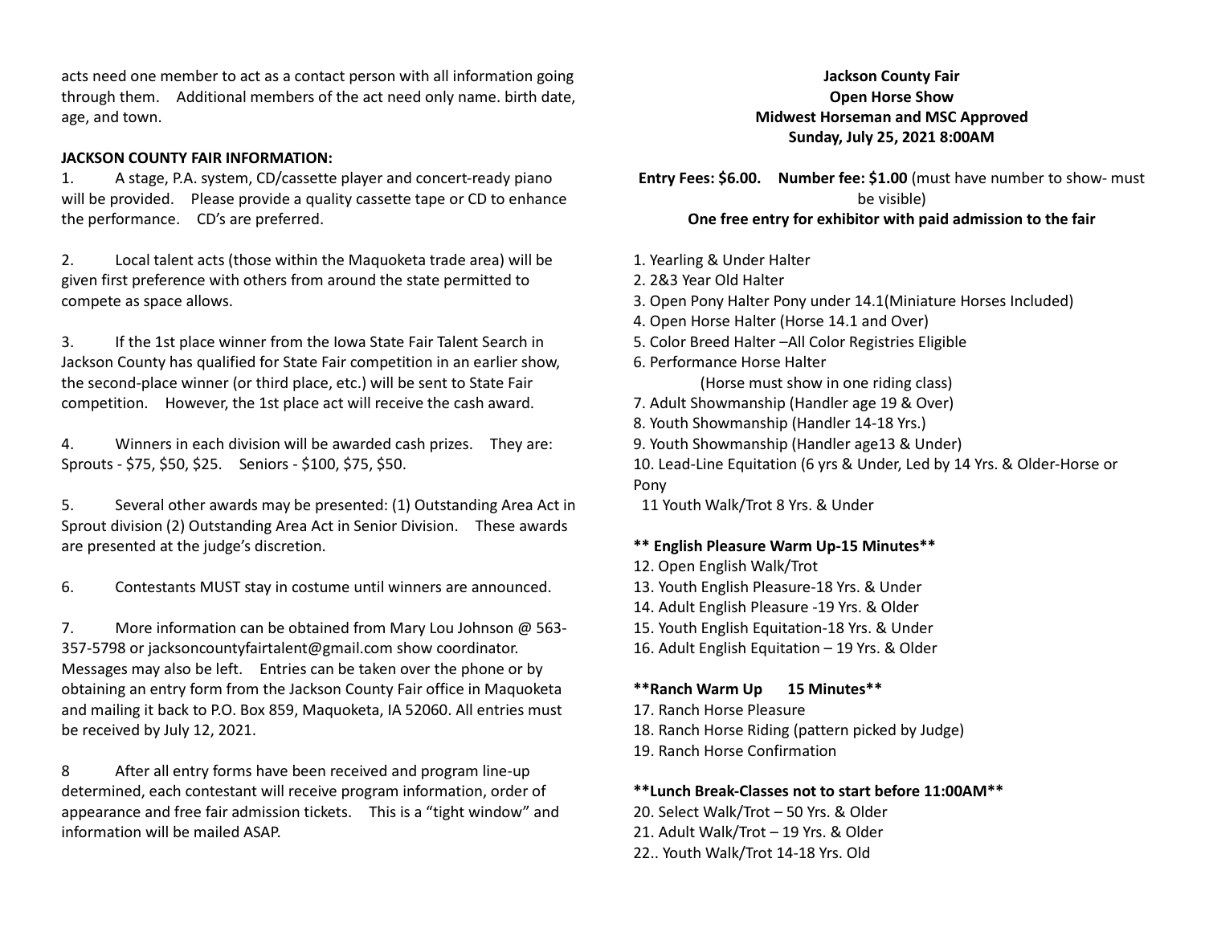acts need one member to act as a contact person with all information going through them. Additional members of the act need only name. birth date, age, and town.

**JACKSON COUNTY FAIR INFORMATION:**

1. A stage, P.A. system, CD/cassette player and concert-ready piano will be provided. Please provide a quality cassette tape or CD to enhance the performance. CD's are preferred.

2. Local talent acts (those within the Maquoketa trade area) will be given first preference with others from around the state permitted to compete as space allows.

3. If the 1st place winner from the Iowa State Fair Talent Search in Jackson County has qualified for State Fair competition in an earlier show, the second-place winner (or third place, etc.) will be sent to State Fair competition. However, the 1st place act will receive the cash award.

4. Winners in each division will be awarded cash prizes. They are: Sprouts - $75, $50, $25. Seniors - $100, $75, $50.

5. Several other awards may be presented: (1) Outstanding Area Act in Sprout division (2) Outstanding Area Act in Senior Division. These awards are presented at the judge's discretion.

6. Contestants MUST stay in costume until winners are announced.

7. More information can be obtained from Mary Lou Johnson @ 563-357-5798 or jacksoncountyfairtalent@gmail.com show coordinator. Messages may also be left. Entries can be taken over the phone or by obtaining an entry form from the Jackson County Fair office in Maquoketa and mailing it back to P.O. Box 859, Maquoketa, IA 52060. All entries must be received by July 12, 2021.

8 After all entry forms have been received and program line-up determined, each contestant will receive program information, order of appearance and free fair admission tickets. This is a "tight window" and information will be mailed ASAP.

**Jackson County Fair**
**Open Horse Show**
**Midwest Horseman and MSC Approved**
**Sunday, July 25, 2021 8:00AM**

**Entry Fees: $6.00. Number fee: $1.00** (must have number to show- must be visible)
**One free entry for exhibitor with paid admission to the fair**

1. Yearling & Under Halter
2. 2&3 Year Old Halter
3. Open Pony Halter Pony under 14.1(Miniature Horses Included)
4. Open Horse Halter (Horse 14.1 and Over)
5. Color Breed Halter –All Color Registries Eligible
6. Performance Horse Halter
   (Horse must show in one riding class)
7. Adult Showmanship (Handler age 19 & Over)
8. Youth Showmanship (Handler 14-18 Yrs.)
9. Youth Showmanship (Handler age13 & Under)
10. Lead-Line Equitation (6 yrs & Under, Led by 14 Yrs. & Older-Horse or Pony
11 Youth Walk/Trot 8 Yrs. & Under

**\*\* English Pleasure Warm Up-15 Minutes\*\***

12. Open English Walk/Trot
13. Youth English Pleasure-18 Yrs. & Under
14. Adult English Pleasure -19 Yrs. & Older
15. Youth English Equitation-18 Yrs. & Under
16. Adult English Equitation – 19 Yrs. & Older

**\*\*Ranch Warm Up 15 Minutes\*\***

17. Ranch Horse Pleasure
18. Ranch Horse Riding (pattern picked by Judge)
19. Ranch Horse Confirmation

**\*\*Lunch Break-Classes not to start before 11:00AM\*\***

20. Select Walk/Trot – 50 Yrs. & Older
21. Adult Walk/Trot – 19 Yrs. & Older
22.. Youth Walk/Trot 14-18 Yrs. Old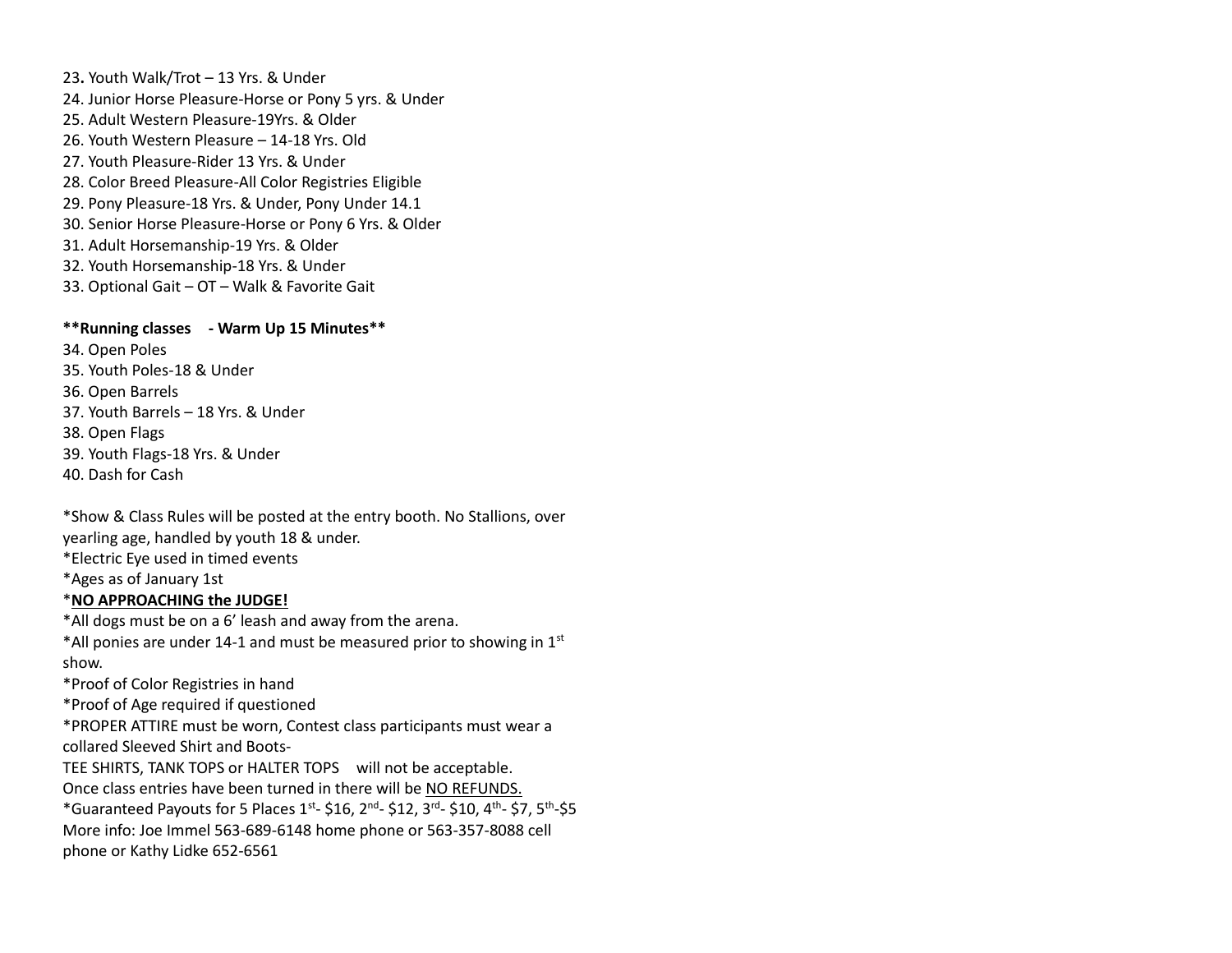23**.** Youth Walk/Trot – 13 Yrs. & Under
24. Junior Horse Pleasure-Horse or Pony 5 yrs. & Under
25. Adult Western Pleasure-19Yrs. & Older
26. Youth Western Pleasure – 14-18 Yrs. Old
27. Youth Pleasure-Rider 13 Yrs. & Under
28. Color Breed Pleasure-All Color Registries Eligible
29. Pony Pleasure-18 Yrs. & Under, Pony Under 14.1
30. Senior Horse Pleasure-Horse or Pony 6 Yrs. & Older
31. Adult Horsemanship-19 Yrs. & Older
32. Youth Horsemanship-18 Yrs. & Under
33. Optional Gait – OT – Walk & Favorite Gait

**\*\*Running classes - Warm Up 15 Minutes\*\***

34. Open Poles
35. Youth Poles-18 & Under
36. Open Barrels
37. Youth Barrels – 18 Yrs. & Under
38. Open Flags
39. Youth Flags-18 Yrs. & Under
40. Dash for Cash

*Show & Class Rules will be posted at the entry booth. No Stallions, over yearling age, handled by youth 18 & under.
*Electric Eye used in timed events
*Ages as of January 1st
*<u>**NO APPROACHING the JUDGE!**</u>
*All dogs must be on a 6' leash and away from the arena.
*All ponies are under 14-1 and must be measured prior to showing in 1st show.
*Proof of Color Registries in hand
*Proof of Age required if questioned
*PROPER ATTIRE must be worn, Contest class participants must wear a collared Sleeved Shirt and Boots-
TEE SHIRTS, TANK TOPS or HALTER TOPS will not be acceptable.
Once class entries have been turned in there will be <u>NO REFUNDS.</u>
*Guaranteed Payouts for 5 Places 1st- $16, 2nd- $12, 3rd- $10, 4th- $7, 5th-$5
More info: Joe Immel 563-689-6148 home phone or 563-357-8088 cell phone or Kathy Lidke 652-6561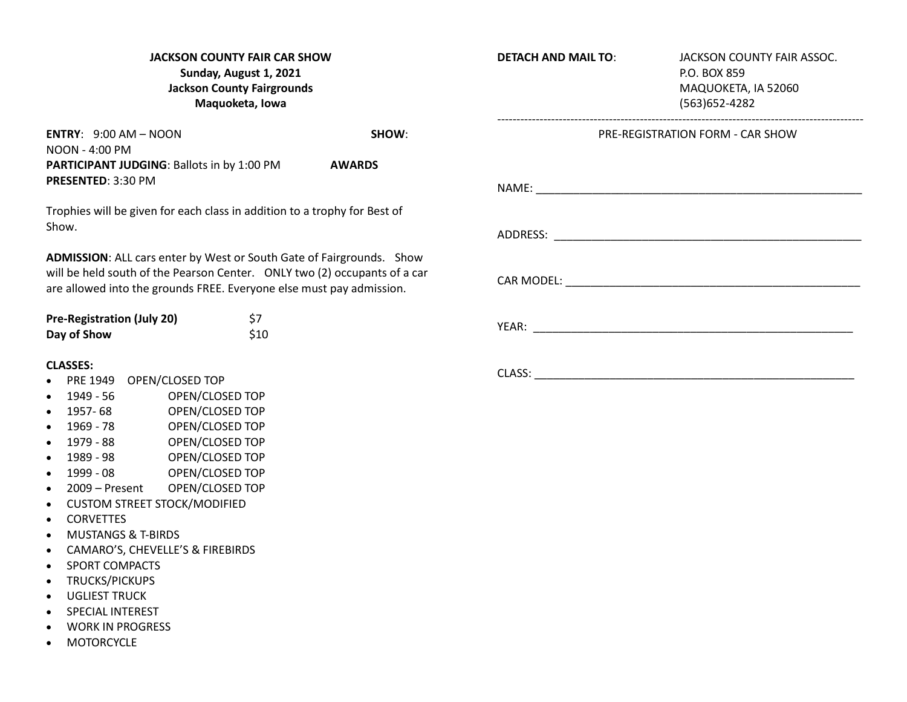**JACKSON COUNTY FAIR CAR SHOW**
**Sunday, August 1, 2021**
**Jackson County Fairgrounds**
**Maquoketa, Iowa**

**ENTRY**: 9:00 AM – NOON **SHOW**: NOON - 4:00 PM
**PARTICIPANT JUDGING**: Ballots in by 1:00 PM **AWARDS PRESENTED**: 3:30 PM

Trophies will be given for each class in addition to a trophy for Best of Show.

**ADMISSION**: ALL cars enter by West or South Gate of Fairgrounds. Show will be held south of the Pearson Center. ONLY two (2) occupants of a car are allowed into the grounds FREE. Everyone else must pay admission.

| | |
|---|---|
| **Pre-Registration (July 20)** | $7 |
| **Day of Show** | $10 |

**CLASSES:**

- PRE 1949 OPEN/CLOSED TOP
- 1949 - 56 OPEN/CLOSED TOP
- 1957- 68 OPEN/CLOSED TOP
- 1969 - 78 OPEN/CLOSED TOP
- 1979 - 88 OPEN/CLOSED TOP
- 1989 - 98 OPEN/CLOSED TOP
- 1999 - 08 OPEN/CLOSED TOP
- 2009 – Present OPEN/CLOSED TOP
- CUSTOM STREET STOCK/MODIFIED
- CORVETTES
- MUSTANGS & T-BIRDS
- CAMARO'S, CHEVELLE'S & FIREBIRDS
- SPORT COMPACTS
- TRUCKS/PICKUPS
- UGLIEST TRUCK
- SPECIAL INTEREST
- WORK IN PROGRESS
- MOTORCYCLE

**DETACH AND MAIL TO**:

JACKSON COUNTY FAIR ASSOC.
P.O. BOX 859
MAQUOKETA, IA 52060
(563)652-4282

---

PRE-REGISTRATION FORM - CAR SHOW

NAME: ____________________________________________________

ADDRESS: __________________________________________________

CAR MODEL: ________________________________________________

YEAR: _____________________________________________________

CLASS: ____________________________________________________